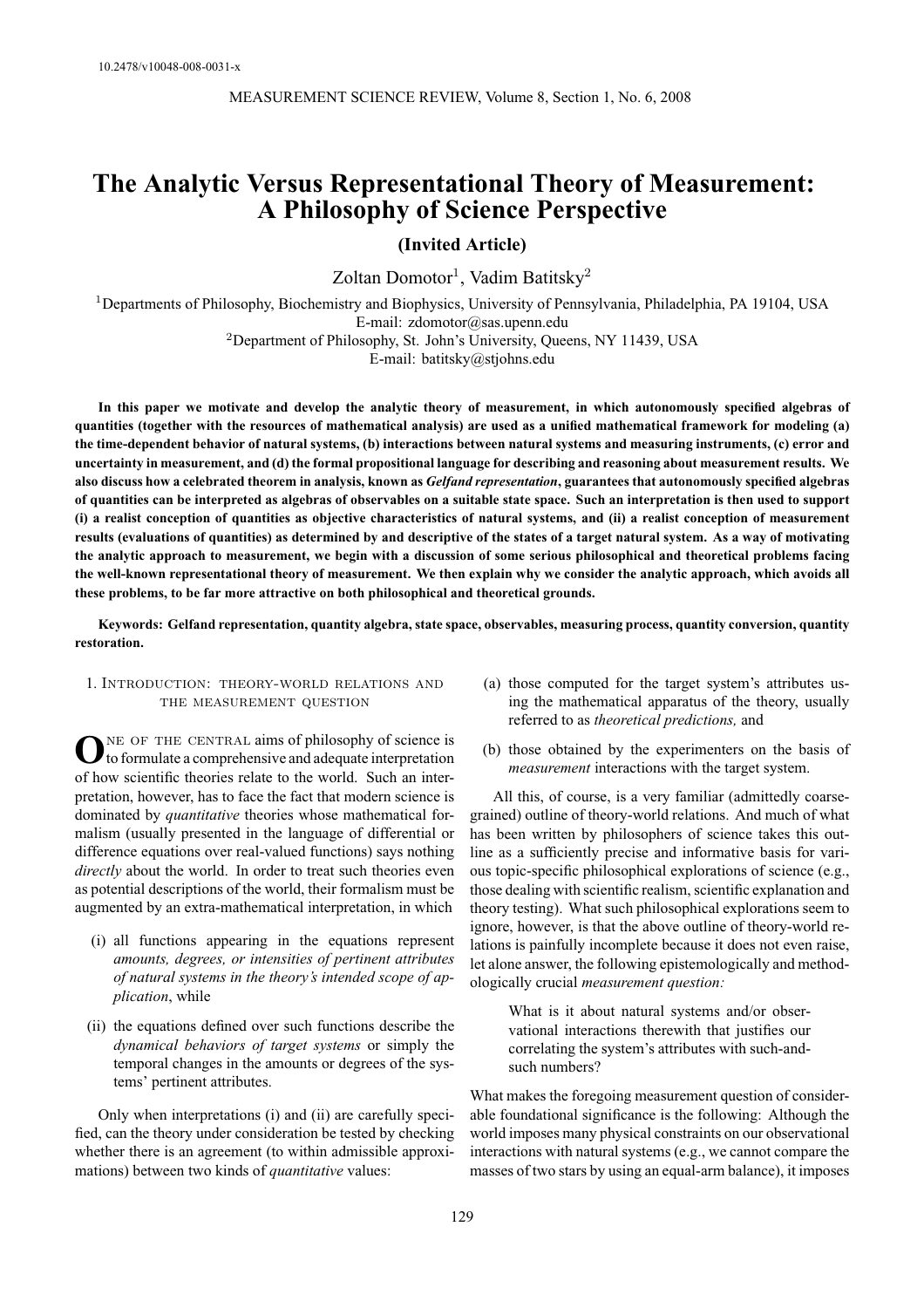# The Analytic Versus Representational Theory of Measurement: A Philosophy of Science Perspective

**(Invited Article)**

Zoltan Domotor[1], Vadim Batitsky[2]

[1]Departments of Philosophy, Biochemistry and Biophysics, University of Pennsylvania, Philadelphia, PA 19104, USA
E-mail: zdomotor@sas.upenn.edu

[2]Department of Philosophy, St. John's University, Queens, NY 11439, USA
E-mail: batitsky@stjohns.edu

**In this paper we motivate and develop the analytic theory of measurement, in which autonomously specified algebras of quantities (together with the resources of mathematical analysis) are used as a unified mathematical framework for modeling (a) the time-dependent behavior of natural systems, (b) interactions between natural systems and measuring instruments, (c) error and uncertainty in measurement, and (d) the formal propositional language for describing and reasoning about measurement results. We also discuss how a celebrated theorem in analysis, known as *Gelfand representation*, guarantees that autonomously specified algebras of quantities can be interpreted as algebras of observables on a suitable state space. Such an interpretation is then used to support (i) a realist conception of quantities as objective characteristics of natural systems, and (ii) a realist conception of measurement results (evaluations of quantities) as determined by and descriptive of the states of a target natural system. As a way of motivating the analytic approach to measurement, we begin with a discussion of some serious philosophical and theoretical problems facing the well-known representational theory of measurement. We then explain why we consider the analytic approach, which avoids all these problems, to be far more attractive on both philosophical and theoretical grounds.**

**Keywords: Gelfand representation, quantity algebra, state space, observables, measuring process, quantity conversion, quantity restoration.**

## 1. Introduction: theory-world relations and the measurement question

One of the central aims of philosophy of science is to formulate a comprehensive and adequate interpretation of how scientific theories relate to the world. Such an interpretation, however, has to face the fact that modern science is dominated by *quantitative* theories whose mathematical formalism (usually presented in the language of differential or difference equations over real-valued functions) says nothing *directly* about the world. In order to treat such theories even as potential descriptions of the world, their formalism must be augmented by an extra-mathematical interpretation, in which

(i) all functions appearing in the equations represent *amounts, degrees, or intensities of pertinent attributes of natural systems in the theory's intended scope of application*, while

(ii) the equations defined over such functions describe the *dynamical behaviors of target systems* or simply the temporal changes in the amounts or degrees of the systems' pertinent attributes.

Only when interpretations (i) and (ii) are carefully specified, can the theory under consideration be tested by checking whether there is an agreement (to within admissible approximations) between two kinds of *quantitative* values:

(a) those computed for the target system's attributes using the mathematical apparatus of the theory, usually referred to as *theoretical predictions,* and

(b) those obtained by the experimenters on the basis of *measurement* interactions with the target system.

All this, of course, is a very familiar (admittedly coarse-grained) outline of theory-world relations. And much of what has been written by philosophers of science takes this outline as a sufficiently precise and informative basis for various topic-specific philosophical explorations of science (e.g., those dealing with scientific realism, scientific explanation and theory testing). What such philosophical explorations seem to ignore, however, is that the above outline of theory-world relations is painfully incomplete because it does not even raise, let alone answer, the following epistemologically and methodologically crucial *measurement question:*

> What is it about natural systems and/or observational interactions therewith that justifies our correlating the system's attributes with such-and-such numbers?

What makes the foregoing measurement question of considerable foundational significance is the following: Although the world imposes many physical constraints on our observational interactions with natural systems (e.g., we cannot compare the masses of two stars by using an equal-arm balance), it imposes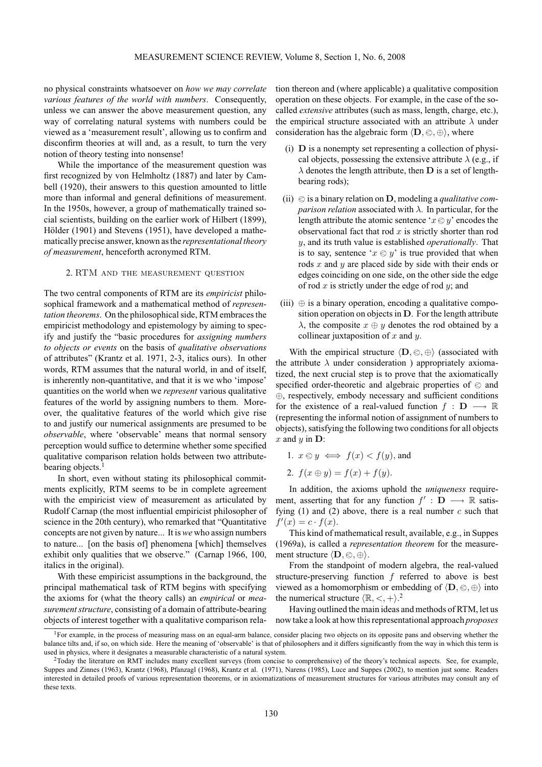no physical constraints whatsoever on *how we may correlate various features of the world with numbers*. Consequently, unless we can answer the above measurement question, any way of correlating natural systems with numbers could be viewed as a 'measurement result', allowing us to confirm and disconfirm theories at will and, as a result, to turn the very notion of theory testing into nonsense!

While the importance of the measurement question was first recognized by von Helmholtz (1887) and later by Campbell (1920), their answers to this question amounted to little more than informal and general definitions of measurement. In the 1950s, however, a group of mathematically trained social scientists, building on the earlier work of Hilbert (1899), Hölder (1901) and Stevens (1951), have developed a mathematically precise answer, known as the *representational theory of measurement*, henceforth acronymed RTM.

## 2. RTM and the measurement question

The two central components of RTM are its *empiricist* philosophical framework and a mathematical method of *representation theorems*. On the philosophical side, RTM embraces the empiricist methodology and epistemology by aiming to specify and justify the "basic procedures for *assigning numbers to objects or events* on the basis of *qualitative observations* of attributes" (Krantz et al. 1971, 2-3, italics ours). In other words, RTM assumes that the natural world, in and of itself, is inherently non-quantitative, and that it is we who 'impose' quantities on the world when we *represent* various qualitative features of the world by assigning numbers to them. Moreover, the qualitative features of the world which give rise to and justify our numerical assignments are presumed to be *observable*, where 'observable' means that normal sensory perception would suffice to determine whether some specified qualitative comparison relation holds between two attribute-bearing objects.[1]

In short, even without stating its philosophical commitments explicitly, RTM seems to be in complete agreement with the empiricist view of measurement as articulated by Rudolf Carnap (the most influential empiricist philosopher of science in the 20th century), who remarked that "Quantitative concepts are not given by nature... It is *we* who assign numbers to nature... [on the basis of] phenomena [which] themselves exhibit only qualities that we observe." (Carnap 1966, 100, italics in the original).

With these empiricist assumptions in the background, the principal mathematical task of RTM begins with specifying the axioms for (what the theory calls) an *empirical* or *measurement structure*, consisting of a domain of attribute-bearing objects of interest together with a qualitative comparison relation thereon and (where applicable) a qualitative composition operation on these objects. For example, in the case of the so-called *extensive* attributes (such as mass, length, charge, etc.), the empirical structure associated with an attribute $\lambda$ under consideration has the algebraic form $\langle \mathbf{D}, \lessdot, \oplus \rangle$, where

(i) $\mathbf{D}$ is a nonempty set representing a collection of physical objects, possessing the extensive attribute $\lambda$ (e.g., if $\lambda$ denotes the length attribute, then $\mathbf{D}$ is a set of length-bearing rods);

(ii) $\lessdot$ is a binary relation on $\mathbf{D}$, modeling a *qualitative comparison relation* associated with $\lambda$. In particular, for the length attribute the atomic sentence '$x \lessdot y$' encodes the observational fact that rod $x$ is strictly shorter than rod $y$, and its truth value is established *operationally*. That is to say, sentence '$x \lessdot y$' is true provided that when rods $x$ and $y$ are placed side by side with their ends or edges coinciding on one side, on the other side the edge of rod $x$ is strictly under the edge of rod $y$; and

(iii) $\oplus$ is a binary operation, encoding a qualitative composition operation on objects in $\mathbf{D}$. For the length attribute $\lambda$, the composite $x \oplus y$ denotes the rod obtained by a collinear juxtaposition of $x$ and $y$.

With the empirical structure $\langle \mathbf{D}, \lessdot, \oplus \rangle$ (associated with the attribute $\lambda$ under consideration ) appropriately axiomatized, the next crucial step is to prove that the axiomatically specified order-theoretic and algebraic properties of $\lessdot$ and $\oplus$, respectively, embody necessary and sufficient conditions for the existence of a real-valued function $f : \mathbf{D} \longrightarrow \mathbb{R}$ (representing the informal notion of assignment of numbers to objects), satisfying the following two conditions for all objects $x$ and $y$ in $\mathbf{D}$:

1. $x \lessdot y \iff f(x) < f(y)$, and
2. $f(x \oplus y) = f(x) + f(y)$.

In addition, the axioms uphold the *uniqueness* requirement, asserting that for any function $f' : \mathbf{D} \longrightarrow \mathbb{R}$ satisfying (1) and (2) above, there is a real number $c$ such that $f'(x) = c \cdot f(x)$.

This kind of mathematical result, available, e.g., in Suppes (1969a), is called a *representation theorem* for the measurement structure $\langle \mathbf{D}, \lessdot, \oplus \rangle$.

From the standpoint of modern algebra, the real-valued structure-preserving function $f$ referred to above is best viewed as a homomorphism or embedding of $\langle \mathbf{D}, \lessdot, \oplus \rangle$ into the numerical structure $\langle \mathbb{R}, <, + \rangle$.[2]

Having outlined the main ideas and methods of RTM, let us now take a look at how this representational approach *proposes*

[1] For example, in the process of measuring mass on an equal-arm balance, consider placing two objects on its opposite pans and observing whether the balance tilts and, if so, on which side. Here the meaning of 'observable' is that of philosophers and it differs significantly from the way in which this term is used in physics, where it designates a measurable characteristic of a natural system.

[2] Today the literature on RMT includes many excellent surveys (from concise to comprehensive) of the theory's technical aspects. See, for example, Suppes and Zinnes (1963), Krantz (1968), Pfanzagl (1968), Krantz et al. (1971), Narens (1985), Luce and Suppes (2002), to mention just some. Readers interested in detailed proofs of various representation theorems, or in axiomatizations of measurement structures for various attributes may consult any of these texts.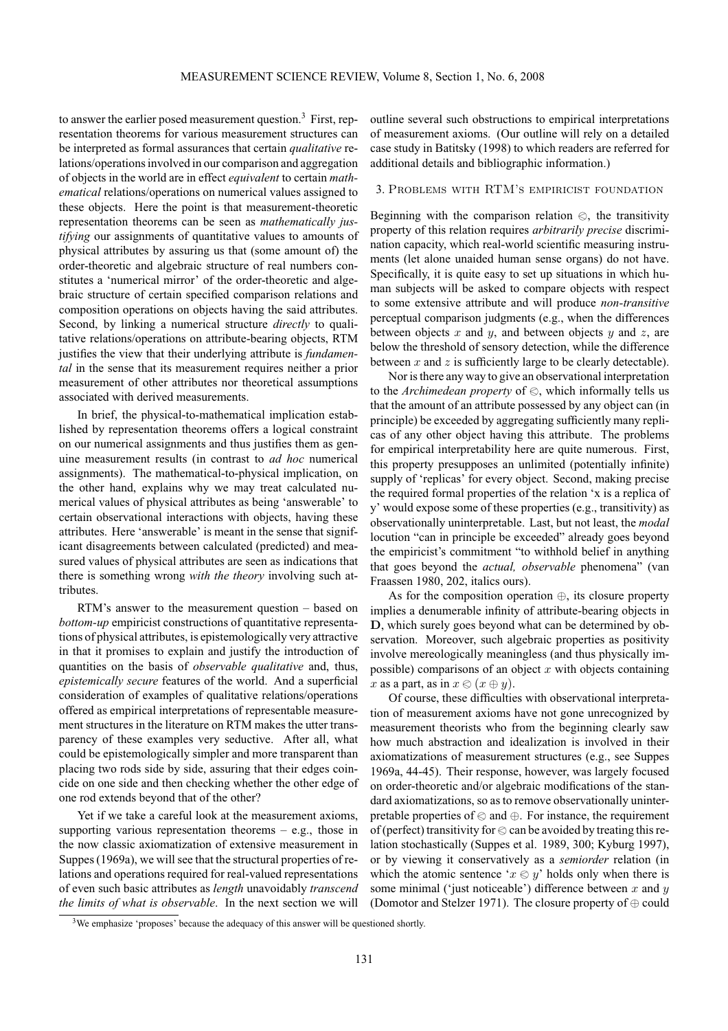to answer the earlier posed measurement question.[3] First, representation theorems for various measurement structures can be interpreted as formal assurances that certain *qualitative* relations/operations involved in our comparison and aggregation of objects in the world are in effect *equivalent* to certain *mathematical* relations/operations on numerical values assigned to these objects. Here the point is that measurement-theoretic representation theorems can be seen as *mathematically justifying* our assignments of quantitative values to amounts of physical attributes by assuring us that (some amount of) the order-theoretic and algebraic structure of real numbers constitutes a 'numerical mirror' of the order-theoretic and algebraic structure of certain specified comparison relations and composition operations on objects having the said attributes. Second, by linking a numerical structure *directly* to qualitative relations/operations on attribute-bearing objects, RTM justifies the view that their underlying attribute is *fundamental* in the sense that its measurement requires neither a prior measurement of other attributes nor theoretical assumptions associated with derived measurements.

In brief, the physical-to-mathematical implication established by representation theorems offers a logical constraint on our numerical assignments and thus justifies them as genuine measurement results (in contrast to *ad hoc* numerical assignments). The mathematical-to-physical implication, on the other hand, explains why we may treat calculated numerical values of physical attributes as being 'answerable' to certain observational interactions with objects, having these attributes. Here 'answerable' is meant in the sense that significant disagreements between calculated (predicted) and measured values of physical attributes are seen as indications that there is something wrong *with the theory* involving such attributes.

RTM's answer to the measurement question – based on *bottom-up* empiricist constructions of quantitative representations of physical attributes, is epistemologically very attractive in that it promises to explain and justify the introduction of quantities on the basis of *observable qualitative* and, thus, *epistemically secure* features of the world. And a superficial consideration of examples of qualitative relations/operations offered as empirical interpretations of representable measurement structures in the literature on RTM makes the utter transparency of these examples very seductive. After all, what could be epistemologically simpler and more transparent than placing two rods side by side, assuring that their edges coincide on one side and then checking whether the other edge of one rod extends beyond that of the other?

Yet if we take a careful look at the measurement axioms, supporting various representation theorems – e.g., those in the now classic axiomatization of extensive measurement in Suppes (1969a), we will see that the structural properties of relations and operations required for real-valued representations of even such basic attributes as *length* unavoidably *transcend the limits of what is observable*. In the next section we will outline several such obstructions to empirical interpretations of measurement axioms. (Our outline will rely on a detailed case study in Batitsky (1998) to which readers are referred for additional details and bibliographic information.)

## 3. Problems with RTM's empiricist foundation

Beginning with the comparison relation $\otimes$, the transitivity property of this relation requires *arbitrarily precise* discrimination capacity, which real-world scientific measuring instruments (let alone unaided human sense organs) do not have. Specifically, it is quite easy to set up situations in which human subjects will be asked to compare objects with respect to some extensive attribute and will produce *non-transitive* perceptual comparison judgments (e.g., when the differences between objects $x$ and $y$, and between objects $y$ and $z$, are below the threshold of sensory detection, while the difference between $x$ and $z$ is sufficiently large to be clearly detectable).

Nor is there any way to give an observational interpretation to the *Archimedean property* of $\otimes$, which informally tells us that the amount of an attribute possessed by any object can (in principle) be exceeded by aggregating sufficiently many replicas of any other object having this attribute. The problems for empirical interpretability here are quite numerous. First, this property presupposes an unlimited (potentially infinite) supply of 'replicas' for every object. Second, making precise the required formal properties of the relation 'x is a replica of y' would expose some of these properties (e.g., transitivity) as observationally uninterpretable. Last, but not least, the *modal* locution "can in principle be exceeded" already goes beyond the empiricist's commitment "to withhold belief in anything that goes beyond the *actual, observable* phenomena" (van Fraassen 1980, 202, italics ours).

As for the composition operation $\oplus$, its closure property implies a denumerable infinity of attribute-bearing objects in $\mathbf{D}$, which surely goes beyond what can be determined by observation. Moreover, such algebraic properties as positivity involve mereologically meaningless (and thus physically impossible) comparisons of an object $x$ with objects containing $x$ as a part, as in $x \otimes (x \oplus y)$.

Of course, these difficulties with observational interpretation of measurement axioms have not gone unrecognized by measurement theorists who from the beginning clearly saw how much abstraction and idealization is involved in their axiomatizations of measurement structures (e.g., see Suppes 1969a, 44-45). Their response, however, was largely focused on order-theoretic and/or algebraic modifications of the standard axiomatizations, so as to remove observationally uninterpretable properties of $\otimes$ and $\oplus$. For instance, the requirement of (perfect) transitivity for $\otimes$ can be avoided by treating this relation stochastically (Suppes et al. 1989, 300; Kyburg 1997), or by viewing it conservatively as a *semiorder* relation (in which the atomic sentence '$x \otimes y$' holds only when there is some minimal ('just noticeable') difference between $x$ and $y$ (Domotor and Stelzer 1971). The closure property of $\oplus$ could

[3] We emphasize 'proposes' because the adequacy of this answer will be questioned shortly.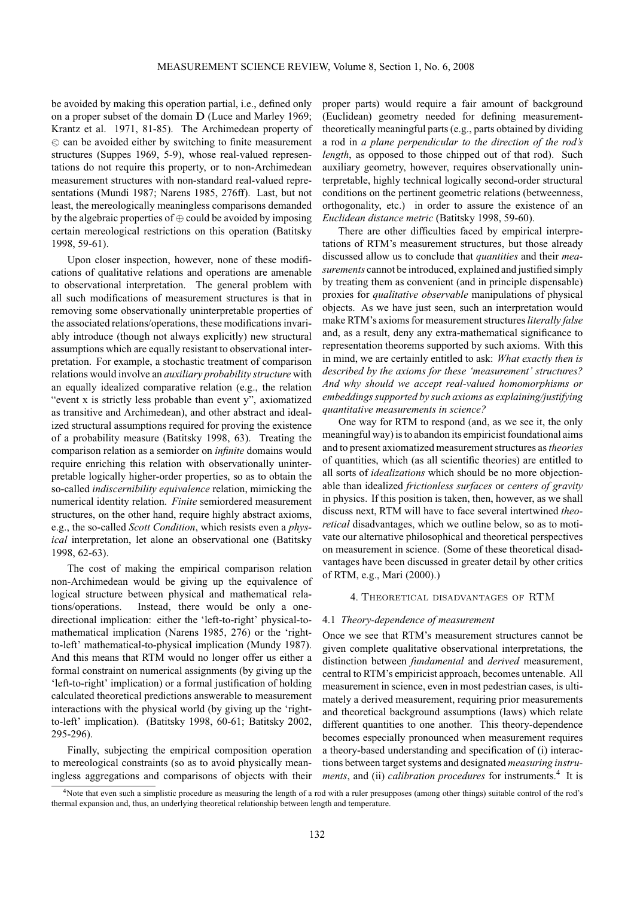be avoided by making this operation partial, i.e., defined only on a proper subset of the domain **D** (Luce and Marley 1969; Krantz et al. 1971, 81-85). The Archimedean property of $\lesssim$ can be avoided either by switching to finite measurement structures (Suppes 1969, 5-9), whose real-valued representations do not require this property, or to non-Archimedean measurement structures with non-standard real-valued representations (Mundi 1987; Narens 1985, 276ff). Last, but not least, the mereologically meaningless comparisons demanded by the algebraic properties of $\oplus$ could be avoided by imposing certain mereological restrictions on this operation (Batitsky 1998, 59-61).

Upon closer inspection, however, none of these modifications of qualitative relations and operations are amenable to observational interpretation. The general problem with all such modifications of measurement structures is that in removing some observationally uninterpretable properties of the associated relations/operations, these modifications invariably introduce (though not always explicitly) new structural assumptions which are equally resistant to observational interpretation. For example, a stochastic treatment of comparison relations would involve an *auxiliary probability structure* with an equally idealized comparative relation (e.g., the relation "event x is strictly less probable than event y", axiomatized as transitive and Archimedean), and other abstract and idealized structural assumptions required for proving the existence of a probability measure (Batitsky 1998, 63). Treating the comparison relation as a semiorder on *infinite* domains would require enriching this relation with observationally uninterpretable logically higher-order properties, so as to obtain the so-called *indiscernibility equivalence* relation, mimicking the numerical identity relation. *Finite* semiordered measurement structures, on the other hand, require highly abstract axioms, e.g., the so-called *Scott Condition*, which resists even a *physical* interpretation, let alone an observational one (Batitsky 1998, 62-63).

The cost of making the empirical comparison relation non-Archimedean would be giving up the equivalence of logical structure between physical and mathematical relations/operations. Instead, there would be only a one-directional implication: either the 'left-to-right' physical-to-mathematical implication (Narens 1985, 276) or the 'right-to-left' mathematical-to-physical implication (Mundy 1987). And this means that RTM would no longer offer us either a formal constraint on numerical assignments (by giving up the 'left-to-right' implication) or a formal justification of holding calculated theoretical predictions answerable to measurement interactions with the physical world (by giving up the 'right-to-left' implication). (Batitsky 1998, 60-61; Batitsky 2002, 295-296).

Finally, subjecting the empirical composition operation to mereological constraints (so as to avoid physically meaningless aggregations and comparisons of objects with their proper parts) would require a fair amount of background (Euclidean) geometry needed for defining measurement-theoretically meaningful parts (e.g., parts obtained by dividing a rod in *a plane perpendicular to the direction of the rod's length*, as opposed to those chipped out of that rod). Such auxiliary geometry, however, requires observationally uninterpretable, highly technical logically second-order structural conditions on the pertinent geometric relations (betweenness, orthogonality, etc.) in order to assure the existence of an *Euclidean distance metric* (Batitsky 1998, 59-60).

There are other difficulties faced by empirical interpretations of RTM's measurement structures, but those already discussed allow us to conclude that *quantities* and their *measurements* cannot be introduced, explained and justified simply by treating them as convenient (and in principle dispensable) proxies for *qualitative observable* manipulations of physical objects. As we have just seen, such an interpretation would make RTM's axioms for measurement structures *literally false* and, as a result, deny any extra-mathematical significance to representation theorems supported by such axioms. With this in mind, we are certainly entitled to ask: *What exactly then is described by the axioms for these 'measurement' structures? And why should we accept real-valued homomorphisms or embeddings supported by such axioms as explaining/justifying quantitative measurements in science?*

One way for RTM to respond (and, as we see it, the only meaningful way) is to abandon its empiricist foundational aims and to present axiomatized measurement structures as *theories* of quantities, which (as all scientific theories) are entitled to all sorts of *idealizations* which should be no more objectionable than idealized *frictionless surfaces* or *centers of gravity* in physics. If this position is taken, then, however, as we shall discuss next, RTM will have to face several intertwined *theoretical* disadvantages, which we outline below, so as to motivate our alternative philosophical and theoretical perspectives on measurement in science. (Some of these theoretical disadvantages have been discussed in greater detail by other critics of RTM, e.g., Mari (2000).)

## 4. Theoretical disadvantages of RTM

### 4.1 *Theory-dependence of measurement*

Once we see that RTM's measurement structures cannot be given complete qualitative observational interpretations, the distinction between *fundamental* and *derived* measurement, central to RTM's empiricist approach, becomes untenable. All measurement in science, even in most pedestrian cases, is ultimately a derived measurement, requiring prior measurements and theoretical background assumptions (laws) which relate different quantities to one another. This theory-dependence becomes especially pronounced when measurement requires a theory-based understanding and specification of (i) interactions between target systems and designated *measuring instruments*, and (ii) *calibration procedures* for instruments.[4] It is

[4]Note that even such a simplistic procedure as measuring the length of a rod with a ruler presupposes (among other things) suitable control of the rod's thermal expansion and, thus, an underlying theoretical relationship between length and temperature.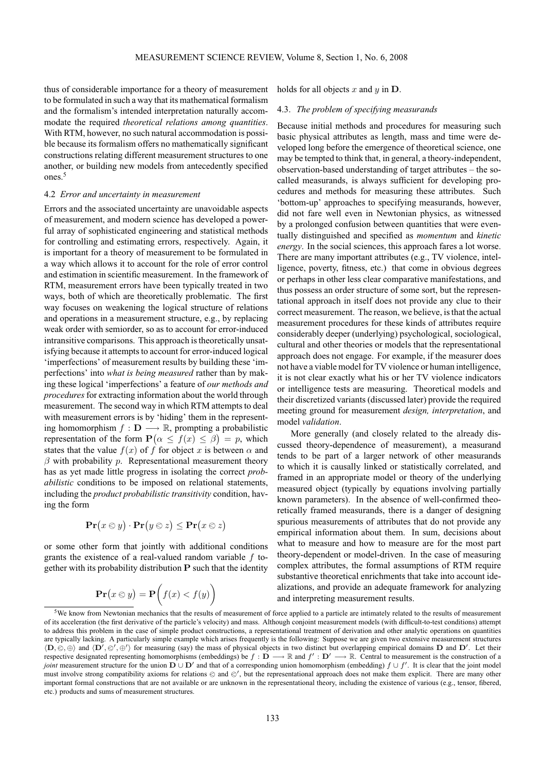thus of considerable importance for a theory of measurement to be formulated in such a way that its mathematical formalism and the formalism's intended interpretation naturally accommodate the required *theoretical relations among quantities*. With RTM, however, no such natural accommodation is possible because its formalism offers no mathematically significant constructions relating different measurement structures to one another, or building new models from antecedently specified ones.[5]

### 4.2 *Error and uncertainty in measurement*

Errors and the associated uncertainty are unavoidable aspects of measurement, and modern science has developed a powerful array of sophisticated engineering and statistical methods for controlling and estimating errors, respectively. Again, it is important for a theory of measurement to be formulated in a way which allows it to account for the role of error control and estimation in scientific measurement. In the framework of RTM, measurement errors have been typically treated in two ways, both of which are theoretically problematic. The first way focuses on weakening the logical structure of relations and operations in a measurement structure, e.g., by replacing weak order with semiorder, so as to account for error-induced intransitive comparisons. This approach is theoretically unsatisfying because it attempts to account for error-induced logical 'imperfections' of measurement results by building these 'imperfections' into *what is being measured* rather than by making these logical 'imperfections' a feature of *our methods and procedures* for extracting information about the world through measurement. The second way in which RTM attempts to deal with measurement errors is by 'hiding' them in the representing homomorphism $f : \mathbf{D} \longrightarrow \mathbb{R}$, prompting a probabilistic representation of the form $\mathbf{P}\big(\alpha \leq f(x) \leq \beta\big) = p$, which states that the value $f(x)$ of $f$ for object $x$ is between $\alpha$ and $\beta$ with probability $p$. Representational measurement theory has as yet made little progress in isolating the correct *probabilistic* conditions to be imposed on relational statements, including the *product probabilistic transitivity* condition, having the form

$$\mathbf{Pr}\big(x \lessdot y\big) \cdot \mathbf{Pr}\big(y \lessdot z\big) \leq \mathbf{Pr}\big(x \lessdot z\big)$$

or some other form that jointly with additional conditions grants the existence of a real-valued random variable $f$ together with its probability distribution $\mathbf{P}$ such that the identity

$$\mathbf{Pr}\big(x \lessdot y\big) = \mathbf{P}\bigg(f(x) < f(y)\bigg)$$

holds for all objects $x$ and $y$ in $\mathbf{D}$.

### 4.3. *The problem of specifying measurands*

Because initial methods and procedures for measuring such basic physical attributes as length, mass and time were developed long before the emergence of theoretical science, one may be tempted to think that, in general, a theory-independent, observation-based understanding of target attributes – the so-called measurands, is always sufficient for developing procedures and methods for measuring these attributes. Such 'bottom-up' approaches to specifying measurands, however, did not fare well even in Newtonian physics, as witnessed by a prolonged confusion between quantities that were eventually distinguished and specified as *momentum* and *kinetic energy*. In the social sciences, this approach fares a lot worse. There are many important attributes (e.g., TV violence, intelligence, poverty, fitness, etc.) that come in obvious degrees or perhaps in other less clear comparative manifestations, and thus possess an order structure of some sort, but the representational approach in itself does not provide any clue to their correct measurement. The reason, we believe, is that the actual measurement procedures for these kinds of attributes require considerably deeper (underlying) psychological, sociological, cultural and other theories or models that the representational approach does not engage. For example, if the measurer does not have a viable model for TV violence or human intelligence, it is not clear exactly what his or her TV violence indicators or intelligence tests are measuring. Theoretical models and their discretized variants (discussed later) provide the required meeting ground for measurement *design, interpretation*, and model *validation*.

More generally (and closely related to the already discussed theory-dependence of measurement), a measurand tends to be part of a larger network of other measurands to which it is causally linked or statistically correlated, and framed in an appropriate model or theory of the underlying measured object (typically by equations involving partially known parameters). In the absence of well-confirmed theoretically framed measurands, there is a danger of designing spurious measurements of attributes that do not provide any empirical information about them. In sum, decisions about what to measure and how to measure are for the most part theory-dependent or model-driven. In the case of measuring complex attributes, the formal assumptions of RTM require substantive theoretical enrichments that take into account idealizations, and provide an adequate framework for analyzing and interpreting measurement results.

---

[5] We know from Newtonian mechanics that the results of measurement of force applied to a particle are intimately related to the results of measurement of its acceleration (the first derivative of the particle's velocity) and mass. Although conjoint measurement models (with difficult-to-test conditions) attempt to address this problem in the case of simple product constructions, a representational treatment of derivation and other analytic operations on quantities are typically lacking. A particularly simple example which arises frequently is the following: Suppose we are given two extensive measurement structures $\langle \mathbf{D}, \lessdot, \oplus \rangle$ and $\langle \mathbf{D}', \lessdot', \oplus' \rangle$ for measuring (say) the mass of physical objects in two distinct but overlapping empirical domains $\mathbf{D}$ and $\mathbf{D}'$. Let their respective designated representing homomorphisms (embeddings) be $f : \mathbf{D} \longrightarrow \mathbb{R}$ and $f' : \mathbf{D}' \longrightarrow \mathbb{R}$. Central to measurement is the construction of a *joint* measurement structure for the union $\mathbf{D} \cup \mathbf{D}'$ and that of a corresponding union homomorphism (embedding) $f \cup f'$. It is clear that the joint model must involve strong compatibility axioms for relations $\lessdot$ and $\lessdot'$, but the representational approach does not make them explicit. There are many other important formal constructions that are not available or are unknown in the representational theory, including the existence of various (e.g., tensor, fibered, etc.) products and sums of measurement structures.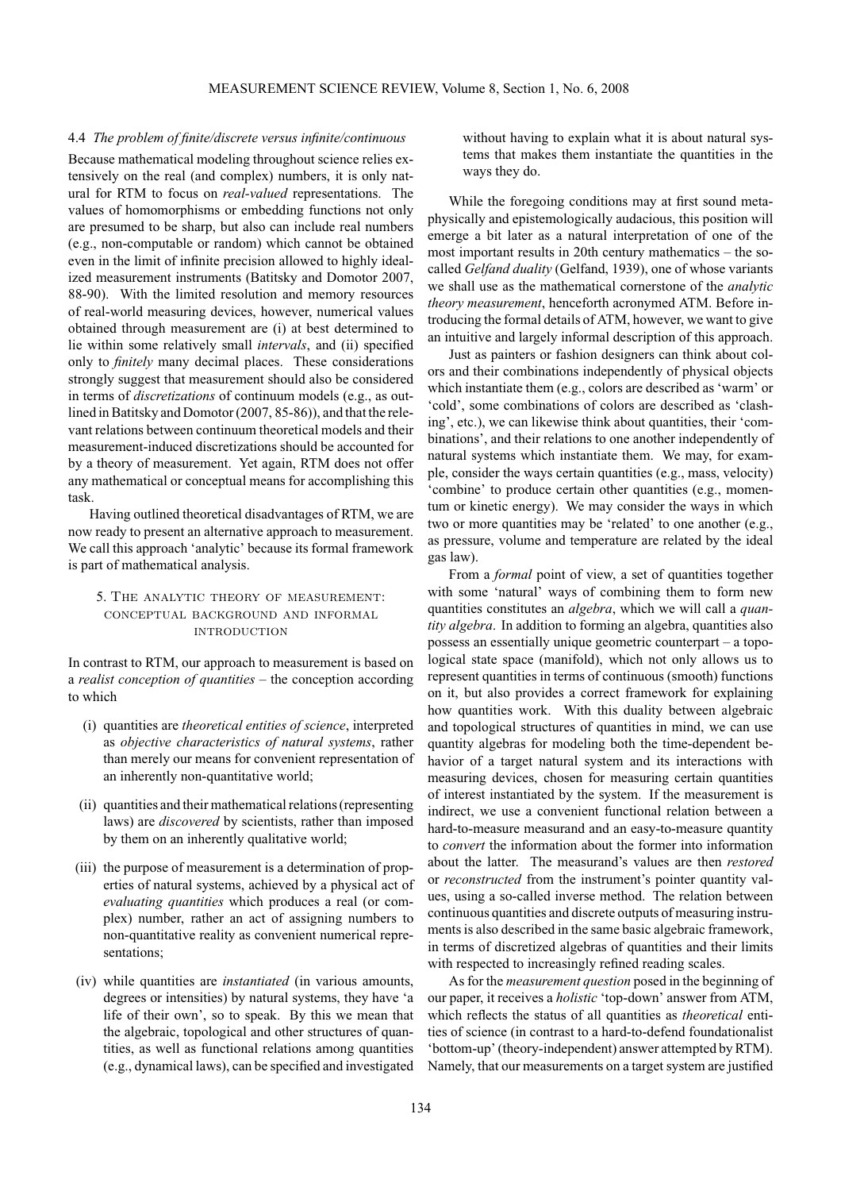### 4.4 *The problem of finite/discrete versus infinite/continuous*

Because mathematical modeling throughout science relies extensively on the real (and complex) numbers, it is only natural for RTM to focus on *real-valued* representations. The values of homomorphisms or embedding functions not only are presumed to be sharp, but also can include real numbers (e.g., non-computable or random) which cannot be obtained even in the limit of infinite precision allowed to highly idealized measurement instruments (Batitsky and Domotor 2007, 88-90). With the limited resolution and memory resources of real-world measuring devices, however, numerical values obtained through measurement are (i) at best determined to lie within some relatively small *intervals*, and (ii) specified only to *finitely* many decimal places. These considerations strongly suggest that measurement should also be considered in terms of *discretizations* of continuum models (e.g., as outlined in Batitsky and Domotor (2007, 85-86)), and that the relevant relations between continuum theoretical models and their measurement-induced discretizations should be accounted for by a theory of measurement. Yet again, RTM does not offer any mathematical or conceptual means for accomplishing this task.

Having outlined theoretical disadvantages of RTM, we are now ready to present an alternative approach to measurement. We call this approach 'analytic' because its formal framework is part of mathematical analysis.

## 5. The analytic theory of measurement: conceptual background and informal introduction

In contrast to RTM, our approach to measurement is based on a *realist conception of quantities* – the conception according to which

(i) quantities are *theoretical entities of science*, interpreted as *objective characteristics of natural systems*, rather than merely our means for convenient representation of an inherently non-quantitative world;

(ii) quantities and their mathematical relations (representing laws) are *discovered* by scientists, rather than imposed by them on an inherently qualitative world;

(iii) the purpose of measurement is a determination of properties of natural systems, achieved by a physical act of *evaluating quantities* which produces a real (or complex) number, rather an act of assigning numbers to non-quantitative reality as convenient numerical representations;

(iv) while quantities are *instantiated* (in various amounts, degrees or intensities) by natural systems, they have 'a life of their own', so to speak. By this we mean that the algebraic, topological and other structures of quantities, as well as functional relations among quantities (e.g., dynamical laws), can be specified and investigated without having to explain what it is about natural systems that makes them instantiate the quantities in the ways they do.

While the foregoing conditions may at first sound metaphysically and epistemologically audacious, this position will emerge a bit later as a natural interpretation of one of the most important results in 20th century mathematics – the so-called *Gelfand duality* (Gelfand, 1939), one of whose variants we shall use as the mathematical cornerstone of the *analytic theory measurement*, henceforth acronymed ATM. Before introducing the formal details of ATM, however, we want to give an intuitive and largely informal description of this approach.

Just as painters or fashion designers can think about colors and their combinations independently of physical objects which instantiate them (e.g., colors are described as 'warm' or 'cold', some combinations of colors are described as 'clashing', etc.), we can likewise think about quantities, their 'combinations', and their relations to one another independently of natural systems which instantiate them. We may, for example, consider the ways certain quantities (e.g., mass, velocity) 'combine' to produce certain other quantities (e.g., momentum or kinetic energy). We may consider the ways in which two or more quantities may be 'related' to one another (e.g., as pressure, volume and temperature are related by the ideal gas law).

From a *formal* point of view, a set of quantities together with some 'natural' ways of combining them to form new quantities constitutes an *algebra*, which we will call a *quantity algebra*. In addition to forming an algebra, quantities also possess an essentially unique geometric counterpart – a topological state space (manifold), which not only allows us to represent quantities in terms of continuous (smooth) functions on it, but also provides a correct framework for explaining how quantities work. With this duality between algebraic and topological structures of quantities in mind, we can use quantity algebras for modeling both the time-dependent behavior of a target natural system and its interactions with measuring devices, chosen for measuring certain quantities of interest instantiated by the system. If the measurement is indirect, we use a convenient functional relation between a hard-to-measure measurand and an easy-to-measure quantity to *convert* the information about the former into information about the latter. The measurand's values are then *restored* or *reconstructed* from the instrument's pointer quantity values, using a so-called inverse method. The relation between continuous quantities and discrete outputs of measuring instruments is also described in the same basic algebraic framework, in terms of discretized algebras of quantities and their limits with respected to increasingly refined reading scales.

As for the *measurement question* posed in the beginning of our paper, it receives a *holistic* 'top-down' answer from ATM, which reflects the status of all quantities as *theoretical* entities of science (in contrast to a hard-to-defend foundationalist 'bottom-up' (theory-independent) answer attempted by RTM). Namely, that our measurements on a target system are justified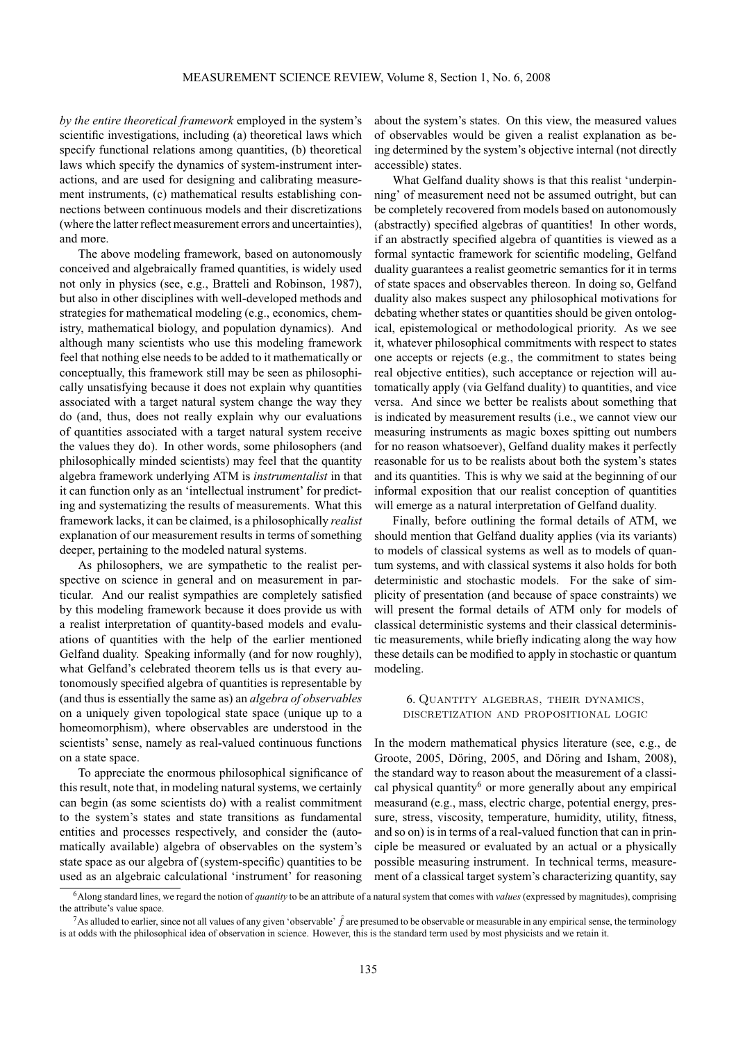*by the entire theoretical framework* employed in the system's scientific investigations, including (a) theoretical laws which specify functional relations among quantities, (b) theoretical laws which specify the dynamics of system-instrument interactions, and are used for designing and calibrating measurement instruments, (c) mathematical results establishing connections between continuous models and their discretizations (where the latter reflect measurement errors and uncertainties), and more.

The above modeling framework, based on autonomously conceived and algebraically framed quantities, is widely used not only in physics (see, e.g., Bratteli and Robinson, 1987), but also in other disciplines with well-developed methods and strategies for mathematical modeling (e.g., economics, chemistry, mathematical biology, and population dynamics). And although many scientists who use this modeling framework feel that nothing else needs to be added to it mathematically or conceptually, this framework still may be seen as philosophically unsatisfying because it does not explain why quantities associated with a target natural system change the way they do (and, thus, does not really explain why our evaluations of quantities associated with a target natural system receive the values they do). In other words, some philosophers (and philosophically minded scientists) may feel that the quantity algebra framework underlying ATM is *instrumentalist* in that it can function only as an 'intellectual instrument' for predicting and systematizing the results of measurements. What this framework lacks, it can be claimed, is a philosophically *realist* explanation of our measurement results in terms of something deeper, pertaining to the modeled natural systems.

As philosophers, we are sympathetic to the realist perspective on science in general and on measurement in particular. And our realist sympathies are completely satisfied by this modeling framework because it does provide us with a realist interpretation of quantity-based models and evaluations of quantities with the help of the earlier mentioned Gelfand duality. Speaking informally (and for now roughly), what Gelfand's celebrated theorem tells us is that every autonomously specified algebra of quantities is representable by (and thus is essentially the same as) an *algebra of observables* on a uniquely given topological state space (unique up to a homeomorphism), where observables are understood in the scientists' sense, namely as real-valued continuous functions on a state space.

To appreciate the enormous philosophical significance of this result, note that, in modeling natural systems, we certainly can begin (as some scientists do) with a realist commitment to the system's states and state transitions as fundamental entities and processes respectively, and consider the (automatically available) algebra of observables on the system's state space as our algebra of (system-specific) quantities to be used as an algebraic calculational 'instrument' for reasoning about the system's states. On this view, the measured values of observables would be given a realist explanation as being determined by the system's objective internal (not directly accessible) states.

What Gelfand duality shows is that this realist 'underpinning' of measurement need not be assumed outright, but can be completely recovered from models based on autonomously (abstractly) specified algebras of quantities! In other words, if an abstractly specified algebra of quantities is viewed as a formal syntactic framework for scientific modeling, Gelfand duality guarantees a realist geometric semantics for it in terms of state spaces and observables thereon. In doing so, Gelfand duality also makes suspect any philosophical motivations for debating whether states or quantities should be given ontological, epistemological or methodological priority. As we see it, whatever philosophical commitments with respect to states one accepts or rejects (e.g., the commitment to states being real objective entities), such acceptance or rejection will automatically apply (via Gelfand duality) to quantities, and vice versa. And since we better be realists about something that is indicated by measurement results (i.e., we cannot view our measuring instruments as magic boxes spitting out numbers for no reason whatsoever), Gelfand duality makes it perfectly reasonable for us to be realists about both the system's states and its quantities. This is why we said at the beginning of our informal exposition that our realist conception of quantities will emerge as a natural interpretation of Gelfand duality.

Finally, before outlining the formal details of ATM, we should mention that Gelfand duality applies (via its variants) to models of classical systems as well as to models of quantum systems, and with classical systems it also holds for both deterministic and stochastic models. For the sake of simplicity of presentation (and because of space constraints) we will present the formal details of ATM only for models of classical deterministic systems and their classical deterministic measurements, while briefly indicating along the way how these details can be modified to apply in stochastic or quantum modeling.

## 6. Quantity algebras, their dynamics, discretization and propositional logic

In the modern mathematical physics literature (see, e.g., de Groote, 2005, Döring, 2005, and Döring and Isham, 2008), the standard way to reason about the measurement of a classical physical quantity[6] or more generally about any empirical measurand (e.g., mass, electric charge, potential energy, pressure, stress, viscosity, temperature, humidity, utility, fitness, and so on) is in terms of a real-valued function that can in principle be measured or evaluated by an actual or a physically possible measuring instrument. In technical terms, measurement of a classical target system's characterizing quantity, say

[6] Along standard lines, we regard the notion of *quantity* to be an attribute of a natural system that comes with *values* (expressed by magnitudes), comprising the attribute's value space.

[7] As alluded to earlier, since not all values of any given 'observable' $\hat{f}$ are presumed to be observable or measurable in any empirical sense, the terminology is at odds with the philosophical idea of observation in science. However, this is the standard term used by most physicists and we retain it.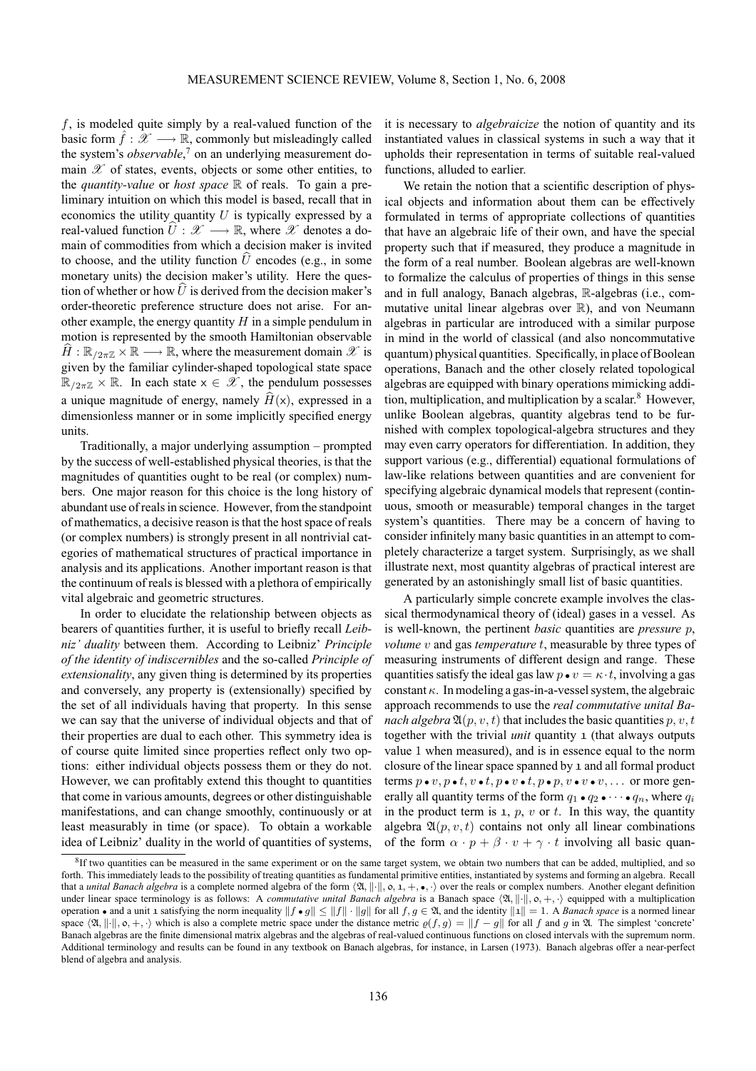$f$, is modeled quite simply by a real-valued function of the basic form $\hat{f} : \mathscr{X} \longrightarrow \mathbb{R}$, commonly but misleadingly called the system's *observable*,[7] on an underlying measurement domain $\mathscr{X}$ of states, events, objects or some other entities, to the *quantity-value* or *host space* $\mathbb{R}$ of reals. To gain a preliminary intuition on which this model is based, recall that in economics the utility quantity $U$ is typically expressed by a real-valued function $\widehat{U} : \mathscr{X} \longrightarrow \mathbb{R}$, where $\mathscr{X}$ denotes a domain of commodities from which a decision maker is invited to choose, and the utility function $\widehat{U}$ encodes (e.g., in some monetary units) the decision maker's utility. Here the question of whether or how $\widehat{U}$ is derived from the decision maker's order-theoretic preference structure does not arise. For another example, the energy quantity $H$ in a simple pendulum in motion is represented by the smooth Hamiltonian observable $\widehat{H} : \mathbb{R}_{/2\pi\mathbb{Z}} \times \mathbb{R} \longrightarrow \mathbb{R}$, where the measurement domain $\mathscr{X}$ is given by the familiar cylinder-shaped topological state space $\mathbb{R}_{/2\pi\mathbb{Z}} \times \mathbb{R}$. In each state $\mathsf{x} \in \mathscr{X}$, the pendulum possesses a unique magnitude of energy, namely $\widehat{H}(\mathsf{x})$, expressed in a dimensionless manner or in some implicitly specified energy units.

Traditionally, a major underlying assumption – prompted by the success of well-established physical theories, is that the magnitudes of quantities ought to be real (or complex) numbers. One major reason for this choice is the long history of abundant use of reals in science. However, from the standpoint of mathematics, a decisive reason is that the host space of reals (or complex numbers) is strongly present in all nontrivial categories of mathematical structures of practical importance in analysis and its applications. Another important reason is that the continuum of reals is blessed with a plethora of empirically vital algebraic and geometric structures.

In order to elucidate the relationship between objects as bearers of quantities further, it is useful to briefly recall *Leibniz' duality* between them. According to Leibniz' *Principle of the identity of indiscernibles* and the so-called *Principle of extensionality*, any given thing is determined by its properties and conversely, any property is (extensionally) specified by the set of all individuals having that property. In this sense we can say that the universe of individual objects and that of their properties are dual to each other. This symmetry idea is of course quite limited since properties reflect only two options: either individual objects possess them or they do not. However, we can profitably extend this thought to quantities that come in various amounts, degrees or other distinguishable manifestations, and can change smoothly, continuously or at least measurably in time (or space). To obtain a workable idea of Leibniz' duality in the world of quantities of systems, it is necessary to *algebraicize* the notion of quantity and its instantiated values in classical systems in such a way that it upholds their representation in terms of suitable real-valued functions, alluded to earlier.

We retain the notion that a scientific description of physical objects and information about them can be effectively formulated in terms of appropriate collections of quantities that have an algebraic life of their own, and have the special property such that if measured, they produce a magnitude in the form of a real number. Boolean algebras are well-known to formalize the calculus of properties of things in this sense and in full analogy, Banach algebras, $\mathbb{R}$-algebras (i.e., commutative unital linear algebras over $\mathbb{R}$), and von Neumann algebras in particular are introduced with a similar purpose in mind in the world of classical (and also noncommutative quantum) physical quantities. Specifically, in place of Boolean operations, Banach and the other closely related topological algebras are equipped with binary operations mimicking addition, multiplication, and multiplication by a scalar.[8] However, unlike Boolean algebras, quantity algebras tend to be furnished with complex topological-algebra structures and they may even carry operators for differentiation. In addition, they support various (e.g., differential) equational formulations of law-like relations between quantities and are convenient for specifying algebraic dynamical models that represent (continuous, smooth or measurable) temporal changes in the target system's quantities. There may be a concern of having to consider infinitely many basic quantities in an attempt to completely characterize a target system. Surprisingly, as we shall illustrate next, most quantity algebras of practical interest are generated by an astonishingly small list of basic quantities.

A particularly simple concrete example involves the classical thermodynamical theory of (ideal) gases in a vessel. As is well-known, the pertinent *basic* quantities are *pressure* $p$, *volume* $v$ and gas *temperature* $t$, measurable by three types of measuring instruments of different design and range. These quantities satisfy the ideal gas law $p \bullet v = \kappa \cdot t$, involving a gas constant $\kappa$. In modeling a gas-in-a-vessel system, the algebraic approach recommends to use the *real commutative unital Banach algebra* $\mathfrak{A}(p, v, t)$ that includes the basic quantities $p, v, t$ together with the trivial *unit* quantity $\mathtt{1}$ (that always outputs value 1 when measured), and is in essence equal to the norm closure of the linear space spanned by $\mathtt{1}$ and all formal product terms $p \bullet v, p \bullet t, v \bullet t, p \bullet v \bullet t, p \bullet p, v \bullet v \bullet v, \ldots$ or more generally all quantity terms of the form $q_1 \bullet q_2 \bullet \cdots \bullet q_n$, where $q_i$ in the product term is $\mathtt{1}$, $p$, $v$ or $t$. In this way, the quantity algebra $\mathfrak{A}(p, v, t)$ contains not only all linear combinations of the form $\alpha \cdot p + \beta \cdot v + \gamma \cdot t$ involving all basic quan-

[8] If two quantities can be measured in the same experiment or on the same target system, we obtain two numbers that can be added, multiplied, and so forth. This immediately leads to the possibility of treating quantities as fundamental primitive entities, instantiated by systems and forming an algebra. Recall that a *unital Banach algebra* is a complete normed algebra of the form $\langle \mathfrak{A}, \|\cdot\|, \mathtt{o}, \mathtt{1}, +, \bullet, \cdot \rangle$ over the reals or complex numbers. Another elegant definition under linear space terminology is as follows: A *commutative unital Banach algebra* is a Banach space $\langle \mathfrak{A}, \|\cdot\|, \mathtt{o}, +, \cdot \rangle$ equipped with a multiplication operation $\bullet$ and a unit $\mathtt{1}$ satisfying the norm inequality $\|f \bullet g\| \leq \|f\| \cdot \|g\|$ for all $f, g \in \mathfrak{A}$, and the identity $\|\mathtt{1}\| = 1$. A *Banach space* is a normed linear space $\langle \mathfrak{A}, \|\cdot\|, \mathtt{o}, +, \cdot \rangle$ which is also a complete metric space under the distance metric $\varrho(f, g) = \|f - g\|$ for all $f$ and $g$ in $\mathfrak{A}$. The simplest 'concrete' Banach algebras are the finite dimensional matrix algebras and the algebras of real-valued continuous functions on closed intervals with the supremum norm. Additional terminology and results can be found in any textbook on Banach algebras, for instance, in Larsen (1973). Banach algebras offer a near-perfect blend of algebra and analysis.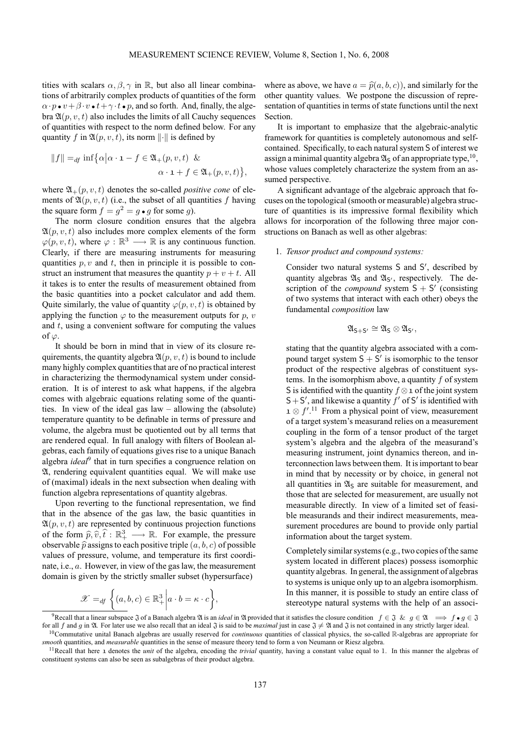tities with scalars $\alpha, \beta, \gamma$ in $\mathbb{R}$, but also all linear combinations of arbitrarily complex products of quantities of the form $\alpha \cdot p \bullet v + \beta \cdot v \bullet t + \gamma \cdot t \bullet p$, and so forth. And, finally, the algebra $\mathfrak{A}(p,v,t)$ also includes the limits of all Cauchy sequences of quantities with respect to the norm defined below. For any quantity $f$ in $\mathfrak{A}(p,v,t)$, its norm $\|\cdot\|$ is defined by

$$\|f\| =_{df} \inf\{\alpha \mid \alpha \cdot \mathbb{1} - f \in \mathfrak{A}_+(p,v,t) \ \& \ \alpha \cdot \mathbb{1} + f \in \mathfrak{A}_+(p,v,t)\},$$

where $\mathfrak{A}_+(p,v,t)$ denotes the so-called *positive cone* of elements of $\mathfrak{A}(p,v,t)$ (i.e., the subset of all quantities $f$ having the square form $f = g^2 = g \bullet g$ for some $g$).

The norm closure condition ensures that the algebra $\mathfrak{A}(p,v,t)$ also includes more complex elements of the form $\varphi(p,v,t)$, where $\varphi : \mathbb{R}^3 \longrightarrow \mathbb{R}$ is any continuous function. Clearly, if there are measuring instruments for measuring quantities $p, v$ and $t$, then in principle it is possible to construct an instrument that measures the quantity $p + v + t$. All it takes is to enter the results of measurement obtained from the basic quantities into a pocket calculator and add them. Quite similarly, the value of quantity $\varphi(p,v,t)$ is obtained by applying the function $\varphi$ to the measurement outputs for $p$, $v$ and $t$, using a convenient software for computing the values of $\varphi$.

It should be born in mind that in view of its closure requirements, the quantity algebra $\mathfrak{A}(p,v,t)$ is bound to include many highly complex quantities that are of no practical interest in characterizing the thermodynamical system under consideration. It is of interest to ask what happens, if the algebra comes with algebraic equations relating some of the quantities. In view of the ideal gas law – allowing the (absolute) temperature quantity to be definable in terms of pressure and volume, the algebra must be quotiented out by all terms that are rendered equal. In full analogy with filters of Boolean algebras, each family of equations gives rise to a unique Banach algebra *ideal*[9] that in turn specifies a congruence relation on $\mathfrak{A}$, rendering equivalent quantities equal. We will make use of (maximal) ideals in the next subsection when dealing with function algebra representations of quantity algebras.

Upon reverting to the functional representation, we find that in the absence of the gas law, the basic quantities in $\mathfrak{A}(p,v,t)$ are represented by continuous projection functions of the form $\widehat{p}, \widehat{v}, \widehat{t} : \mathbb{R}^3_+ \longrightarrow \mathbb{R}$. For example, the pressure observable $\widehat{p}$ assigns to each positive triple $(a,b,c)$ of possible values of pressure, volume, and temperature its first coordinate, i.e., $a$. However, in view of the gas law, the measurement domain is given by the strictly smaller subset (hypersurface)

$$\mathscr{X} =_{df} \left\{(a,b,c) \in \mathbb{R}^3_+ \,\middle|\, a \cdot b = \kappa \cdot c\right\},$$

where as above, we have $a = \widehat{p}(a,b,c)$), and similarly for the other quantity values. We postpone the discussion of representation of quantities in terms of state functions until the next Section.

It is important to emphasize that the algebraic-analytic framework for quantities is completely autonomous and self-contained. Specifically, to each natural system $\mathsf{S}$ of interest we assign a minimal quantity algebra $\mathfrak{A}_{\mathsf{S}}$ of an appropriate type,[10], whose values completely characterize the system from an assumed perspective.

A significant advantage of the algebraic approach that focuses on the topological (smooth or measurable) algebra structure of quantities is its impressive formal flexibility which allows for incorporation of the following three major constructions on Banach as well as other algebras:

1. *Tensor product and compound systems:*

   Consider two natural systems $\mathsf{S}$ and $\mathsf{S}'$, described by quantity algebras $\mathfrak{A}_{\mathsf{S}}$ and $\mathfrak{A}_{\mathsf{S}'}$, respectively. The description of the *compound* system $\mathsf{S} + \mathsf{S}'$ (consisting of two systems that interact with each other) obeys the fundamental *composition* law

   $$\mathfrak{A}_{\mathsf{S}+\mathsf{S}'} \cong \mathfrak{A}_{\mathsf{S}} \otimes \mathfrak{A}_{\mathsf{S}'},$$

   stating that the quantity algebra associated with a compound target system $\mathsf{S} + \mathsf{S}'$ is isomorphic to the tensor product of the respective algebras of constituent systems. In the isomorphism above, a quantity $f$ of system $\mathsf{S}$ is identified with the quantity $f \otimes \mathbb{1}$ of the joint system $\mathsf{S} + \mathsf{S}'$, and likewise a quantity $f'$ of $\mathsf{S}'$ is identified with $\mathbb{1} \otimes f'$.[11] From a physical point of view, measurement of a target system's measurand relies on a measurement coupling in the form of a tensor product of the target system's algebra and the algebra of the measurand's measuring instrument, joint dynamics thereon, and interconnection laws between them. It is important to bear in mind that by necessity or by choice, in general not all quantities in $\mathfrak{A}_{\mathsf{S}}$ are suitable for measurement, and those that are selected for measurement, are usually not measurable directly. In view of a limited set of feasible measurands and their indirect measurements, measurement procedures are bound to provide only partial information about the target system.

   Completely similar systems (e.g., two copies of the same system located in different places) possess isomorphic quantity algebras. In general, the assignment of algebras to systems is unique only up to an algebra isomorphism. In this manner, it is possible to study an entire class of stereotype natural systems with the help of an associ-

---

[9] Recall that a linear subspace $\mathfrak{J}$ of a Banach algebra $\mathfrak{A}$ is an *ideal* in $\mathfrak{A}$ provided that it satisfies the closure condition $f \in \mathfrak{J} \ \& \ g \in \mathfrak{A} \implies f \bullet g \in \mathfrak{J}$ for all $f$ and $g$ in $\mathfrak{A}$. For later use we also recall that an ideal $\mathfrak{J}$ is said to be *maximal* just in case $\mathfrak{J} \neq \mathfrak{A}$ and $\mathfrak{J}$ is not contained in any strictly larger ideal.

[10] Commutative unital Banach algebras are usually reserved for *continuous* quantities of classical physics, the so-called $\mathbb{R}$-algebras are appropriate for *smooth* quantities, and *measurable* quantities in the sense of measure theory tend to form a von Neumann or Riesz algebra.

[11] Recall that here $\mathbb{1}$ denotes the *unit* of the algebra, encoding the *trivial* quantity, having a constant value equal to 1. In this manner the algebras of constituent systems can also be seen as subalgebras of their product algebra.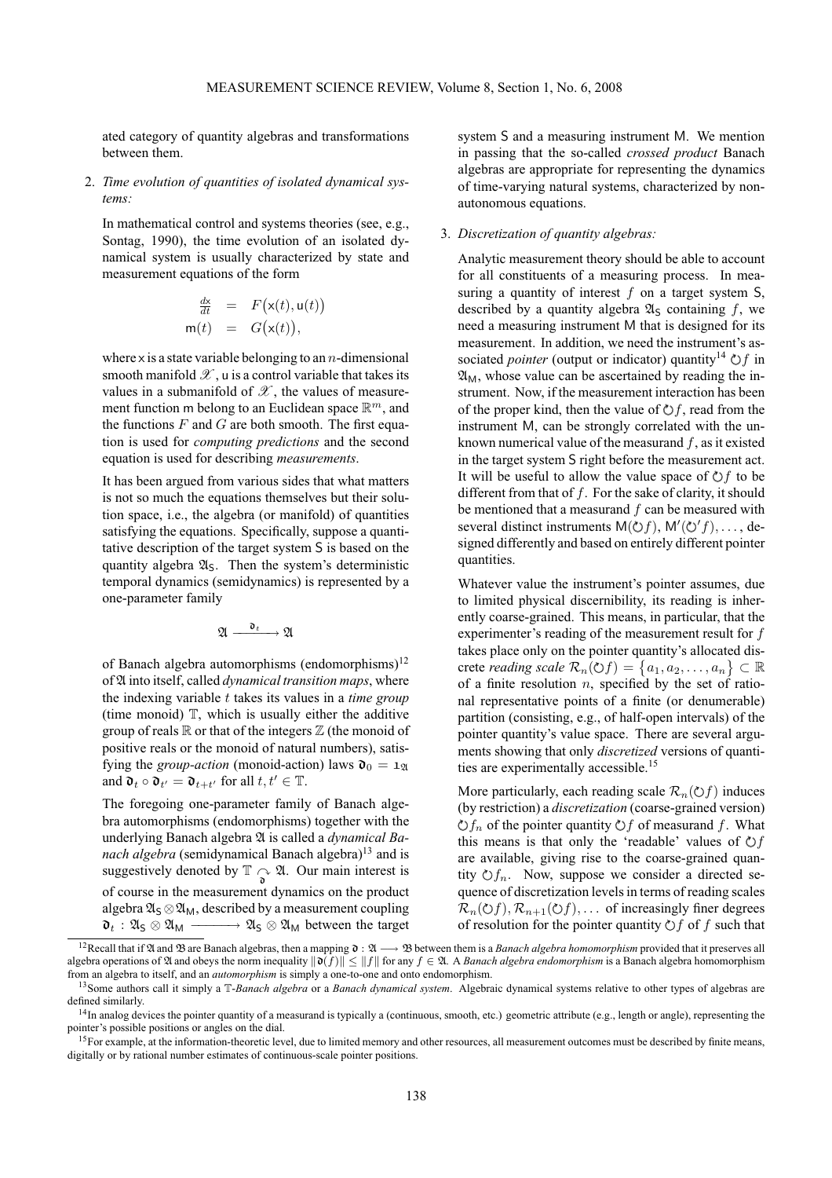ated category of quantity algebras and transformations between them.

2. *Time evolution of quantities of isolated dynamical systems:*

   In mathematical control and systems theories (see, e.g., Sontag, 1990), the time evolution of an isolated dynamical system is usually characterized by state and measurement equations of the form

   $$\begin{aligned} \frac{d\mathsf{x}}{dt} &= F\big(\mathsf{x}(t), \mathsf{u}(t)\big) \\ \mathsf{m}(t) &= G\big(\mathsf{x}(t)\big), \end{aligned}$$

   where $\mathsf{x}$ is a state variable belonging to an $n$-dimensional smooth manifold $\mathscr{X}$, $\mathsf{u}$ is a control variable that takes its values in a submanifold of $\mathscr{X}$, the values of measurement function $\mathsf{m}$ belong to an Euclidean space $\mathbb{R}^m$, and the functions $F$ and $G$ are both smooth. The first equation is used for *computing predictions* and the second equation is used for describing *measurements*.

   It has been argued from various sides that what matters is not so much the equations themselves but their solution space, i.e., the algebra (or manifold) of quantities satisfying the equations. Specifically, suppose a quantitative description of the target system $\mathsf{S}$ is based on the quantity algebra $\mathfrak{A}_\mathsf{S}$. Then the system's deterministic temporal dynamics (semidynamics) is represented by a one-parameter family

   $$\mathfrak{A} \xrightarrow{\ \mathfrak{d}_t\ } \mathfrak{A}$$

   of Banach algebra automorphisms (endomorphisms)[12] of $\mathfrak{A}$ into itself, called *dynamical transition maps*, where the indexing variable $t$ takes its values in a *time group* (time monoid) $\mathbb{T}$, which is usually either the additive group of reals $\mathbb{R}$ or that of the integers $\mathbb{Z}$ (the monoid of positive reals or the monoid of natural numbers), satisfying the *group-action* (monoid-action) laws $\mathfrak{d}_0 = \mathtt{1}_\mathfrak{A}$ and $\mathfrak{d}_t \circ \mathfrak{d}_{t'} = \mathfrak{d}_{t+t'}$ for all $t, t' \in \mathbb{T}$.

   The foregoing one-parameter family of Banach algebra automorphisms (endomorphisms) together with the underlying Banach algebra $\mathfrak{A}$ is called a *dynamical Banach algebra* (semidynamical Banach algebra)[13] and is suggestively denoted by $\mathbb{T} \underset{\mathfrak{d}}{\curvearrowright} \mathfrak{A}$. Our main interest is of course in the measurement dynamics on the product algebra $\mathfrak{A}_\mathsf{S} \otimes \mathfrak{A}_\mathsf{M}$, described by a measurement coupling $\mathfrak{d}_t : \mathfrak{A}_\mathsf{S} \otimes \mathfrak{A}_\mathsf{M} \longrightarrow \mathfrak{A}_\mathsf{S} \otimes \mathfrak{A}_\mathsf{M}$ between the target system $\mathsf{S}$ and a measuring instrument $\mathsf{M}$. We mention in passing that the so-called *crossed product* Banach algebras are appropriate for representing the dynamics of time-varying natural systems, characterized by non-autonomous equations.

3. *Discretization of quantity algebras:*

   Analytic measurement theory should be able to account for all constituents of a measuring process. In measuring a quantity of interest $f$ on a target system $\mathsf{S}$, described by a quantity algebra $\mathfrak{A}_\mathsf{S}$ containing $f$, we need a measuring instrument $\mathsf{M}$ that is designed for its measurement. In addition, we need the instrument's associated *pointer* (output or indicator) quantity[14] $\circlearrowright f$ in $\mathfrak{A}_\mathsf{M}$, whose value can be ascertained by reading the instrument. Now, if the measurement interaction has been of the proper kind, then the value of $\circlearrowright f$, read from the instrument $\mathsf{M}$, can be strongly correlated with the unknown numerical value of the measurand $f$, as it existed in the target system $\mathsf{S}$ right before the measurement act. It will be useful to allow the value space of $\circlearrowright f$ to be different from that of $f$. For the sake of clarity, it should be mentioned that a measurand $f$ can be measured with several distinct instruments $\mathsf{M}(\circlearrowright f), \mathsf{M}'(\circlearrowright' f), \ldots$, designed differently and based on entirely different pointer quantities.

   Whatever value the instrument's pointer assumes, due to limited physical discernibility, its reading is inherently coarse-grained. This means, in particular, that the experimenter's reading of the measurement result for $f$ takes place only on the pointer quantity's allocated discrete *reading scale* $\mathcal{R}_n(\circlearrowright f) = \{a_1, a_2, \ldots, a_n\} \subset \mathbb{R}$ of a finite resolution $n$, specified by the set of rational representative points of a finite (or denumerable) partition (consisting, e.g., of half-open intervals) of the pointer quantity's value space. There are several arguments showing that only *discretized* versions of quantities are experimentally accessible.[15]

   More particularly, each reading scale $\mathcal{R}_n(\circlearrowright f)$ induces (by restriction) a *discretization* (coarse-grained version) $\circlearrowright f_n$ of the pointer quantity $\circlearrowright f$ of measurand $f$. What this means is that only the 'readable' values of $\circlearrowright f$ are available, giving rise to the coarse-grained quantity $\circlearrowright f_n$. Now, suppose we consider a directed sequence of discretization levels in terms of reading scales $\mathcal{R}_n(\circlearrowright f), \mathcal{R}_{n+1}(\circlearrowright f), \ldots$ of increasingly finer degrees of resolution for the pointer quantity $\circlearrowright f$ of $f$ such that

---

[12] Recall that if $\mathfrak{A}$ and $\mathfrak{B}$ are Banach algebras, then a mapping $\mathfrak{d} : \mathfrak{A} \longrightarrow \mathfrak{B}$ between them is a *Banach algebra homomorphism* provided that it preserves all algebra operations of $\mathfrak{A}$ and obeys the norm inequality $\|\mathfrak{d}(f)\| \leq \|f\|$ for any $f \in \mathfrak{A}$. A *Banach algebra endomorphism* is a Banach algebra homomorphism from an algebra to itself, and an *automorphism* is simply a one-to-one and onto endomorphism.

[13] Some authors call it simply a $\mathbb{T}$-*Banach algebra* or a *Banach dynamical system*. Algebraic dynamical systems relative to other types of algebras are defined similarly.

[14] In analog devices the pointer quantity of a measurand is typically a (continuous, smooth, etc.) geometric attribute (e.g., length or angle), representing the pointer's possible positions or angles on the dial.

[15] For example, at the information-theoretic level, due to limited memory and other resources, all measurement outcomes must be described by finite means, digitally or by rational number estimates of continuous-scale pointer positions.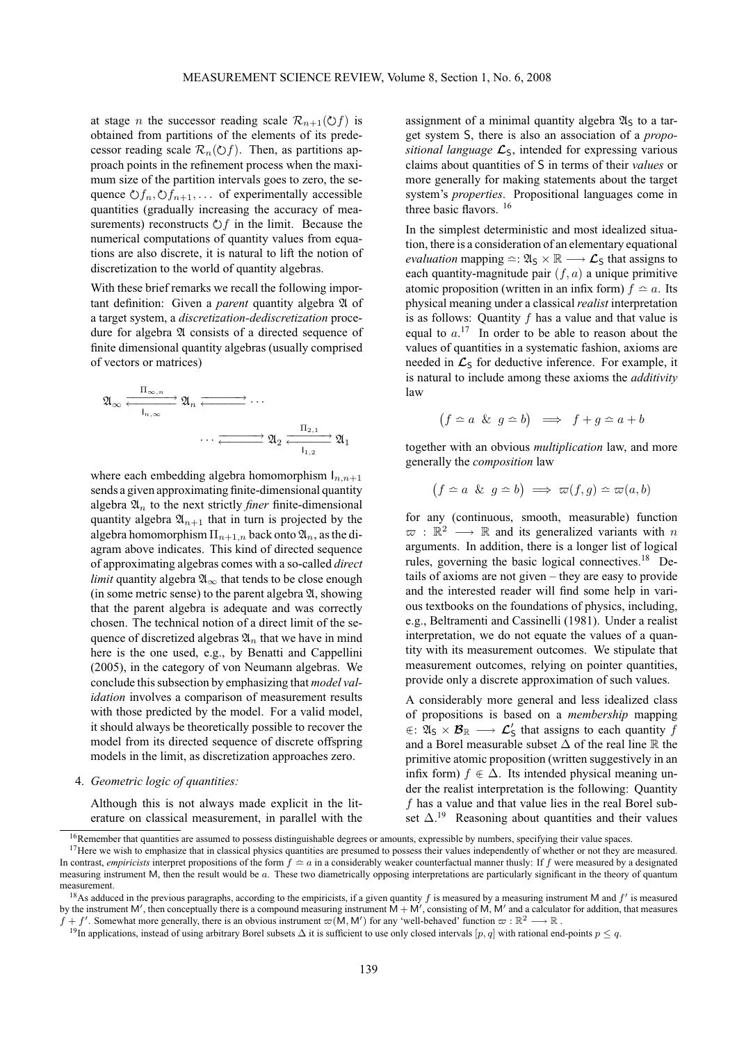at stage $n$ the successor reading scale $\mathcal{R}_{n+1}(\circlearrowleft f)$ is obtained from partitions of the elements of its predecessor reading scale $\mathcal{R}_n(\circlearrowleft f)$. Then, as partitions approach points in the refinement process when the maximum size of the partition intervals goes to zero, the sequence $\circlearrowleft f_n, \circlearrowleft f_{n+1}, \ldots$ of experimentally accessible quantities (gradually increasing the accuracy of measurements) reconstructs $\circlearrowleft f$ in the limit. Because the numerical computations of quantity values from equations are also discrete, it is natural to lift the notion of discretization to the world of quantity algebras.

With these brief remarks we recall the following important definition: Given a *parent* quantity algebra $\mathfrak{A}$ of a target system, a *discretization-dediscretization* procedure for algebra $\mathfrak{A}$ consists of a directed sequence of finite dimensional quantity algebras (usually comprised of vectors or matrices)

$$\mathfrak{A}_\infty \underset{\mathsf{I}_{n,\infty}}{\overset{\Pi_{\infty,n}}{\rightleftarrows}} \mathfrak{A}_n \rightleftarrows \cdots$$

$$\cdots \rightleftarrows \mathfrak{A}_2 \underset{\mathsf{I}_{1,2}}{\overset{\Pi_{2,1}}{\rightleftarrows}} \mathfrak{A}_1$$

where each embedding algebra homomorphism $\mathsf{I}_{n,n+1}$ sends a given approximating finite-dimensional quantity algebra $\mathfrak{A}_n$ to the next strictly *finer* finite-dimensional quantity algebra $\mathfrak{A}_{n+1}$ that in turn is projected by the algebra homomorphism $\Pi_{n+1,n}$ back onto $\mathfrak{A}_n$, as the diagram above indicates. This kind of directed sequence of approximating algebras comes with a so-called *direct limit* quantity algebra $\mathfrak{A}_\infty$ that tends to be close enough (in some metric sense) to the parent algebra $\mathfrak{A}$, showing that the parent algebra is adequate and was correctly chosen. The technical notion of a direct limit of the sequence of discretized algebras $\mathfrak{A}_n$ that we have in mind here is the one used, e.g., by Benatti and Cappellini (2005), in the category of von Neumann algebras. We conclude this subsection by emphasizing that *model validation* involves a comparison of measurement results with those predicted by the model. For a valid model, it should always be theoretically possible to recover the model from its directed sequence of discrete offspring models in the limit, as discretization approaches zero.

4. *Geometric logic of quantities:*

Although this is not always made explicit in the literature on classical measurement, in parallel with the assignment of a minimal quantity algebra $\mathfrak{A}_\mathsf{S}$ to a target system $\mathsf{S}$, there is also an association of a *propositional language* $\boldsymbol{\mathcal{L}}_\mathsf{S}$, intended for expressing various claims about quantities of $\mathsf{S}$ in terms of their *values* or more generally for making statements about the target system's *properties*. Propositional languages come in three basic flavors. [16]

In the simplest deterministic and most idealized situation, there is a consideration of an elementary equational *evaluation* mapping $\simeq : \mathfrak{A}_\mathsf{S} \times \mathbb{R} \longrightarrow \boldsymbol{\mathcal{L}}_\mathsf{S}$ that assigns to each quantity-magnitude pair $(f, a)$ a unique primitive atomic proposition (written in an infix form) $f \simeq a$. Its physical meaning under a classical *realist* interpretation is as follows: Quantity $f$ has a value and that value is equal to $a$.[17] In order to be able to reason about the values of quantities in a systematic fashion, axioms are needed in $\boldsymbol{\mathcal{L}}_\mathsf{S}$ for deductive inference. For example, it is natural to include among these axioms the *additivity* law

$$\big(f \simeq a \ \ \& \ \ g \simeq b\big) \implies f + g \simeq a + b$$

together with an obvious *multiplication* law, and more generally the *composition* law

$$\big(f \simeq a \ \ \& \ \ g \simeq b\big) \implies \varpi(f, g) \simeq \varpi(a, b)$$

for any (continuous, smooth, measurable) function $\varpi : \mathbb{R}^2 \longrightarrow \mathbb{R}$ and its generalized variants with $n$ arguments. In addition, there is a longer list of logical rules, governing the basic logical connectives.[18] Details of axioms are not given – they are easy to provide and the interested reader will find some help in various textbooks on the foundations of physics, including, e.g., Beltramenti and Cassinelli (1981). Under a realist interpretation, we do not equate the values of a quantity with its measurement outcomes. We stipulate that measurement outcomes, relying on pointer quantities, provide only a discrete approximation of such values.

A considerably more general and less idealized class of propositions is based on a *membership* mapping $\in : \mathfrak{A}_\mathsf{S} \times \boldsymbol{\mathcal{B}}_\mathbb{R} \longrightarrow \boldsymbol{\mathcal{L}}'_\mathsf{S}$ that assigns to each quantity $f$ and a Borel measurable subset $\Delta$ of the real line $\mathbb{R}$ the primitive atomic proposition (written suggestively in an infix form) $f \in \Delta$. Its intended physical meaning under the realist interpretation is the following: Quantity $f$ has a value and that value lies in the real Borel subset $\Delta$.[19] Reasoning about quantities and their values

---

[16] Remember that quantities are assumed to possess distinguishable degrees or amounts, expressible by numbers, specifying their value spaces.

[17] Here we wish to emphasize that in classical physics quantities are presumed to possess their values independently of whether or not they are measured. In contrast, *empiricists* interpret propositions of the form $f \simeq a$ in a considerably weaker counterfactual manner thusly: If $f$ were measured by a designated measuring instrument $\mathsf{M}$, then the result would be $a$. These two diametrically opposing interpretations are particularly significant in the theory of quantum measurement.

[18] As adduced in the previous paragraphs, according to the empiricists, if a given quantity $f$ is measured by a measuring instrument $\mathsf{M}$ and $f'$ is measured by the instrument $\mathsf{M}'$, then conceptually there is a compound measuring instrument $\mathsf{M} + \mathsf{M}'$, consisting of $\mathsf{M}$, $\mathsf{M}'$ and a calculator for addition, that measures $f + f'$. Somewhat more generally, there is an obvious instrument $\varpi(\mathsf{M}, \mathsf{M}')$ for any 'well-behaved' function $\varpi : \mathbb{R}^2 \longrightarrow \mathbb{R}$.

[19] In applications, instead of using arbitrary Borel subsets $\Delta$ it is sufficient to use only closed intervals $[p, q]$ with rational end-points $p \leq q$.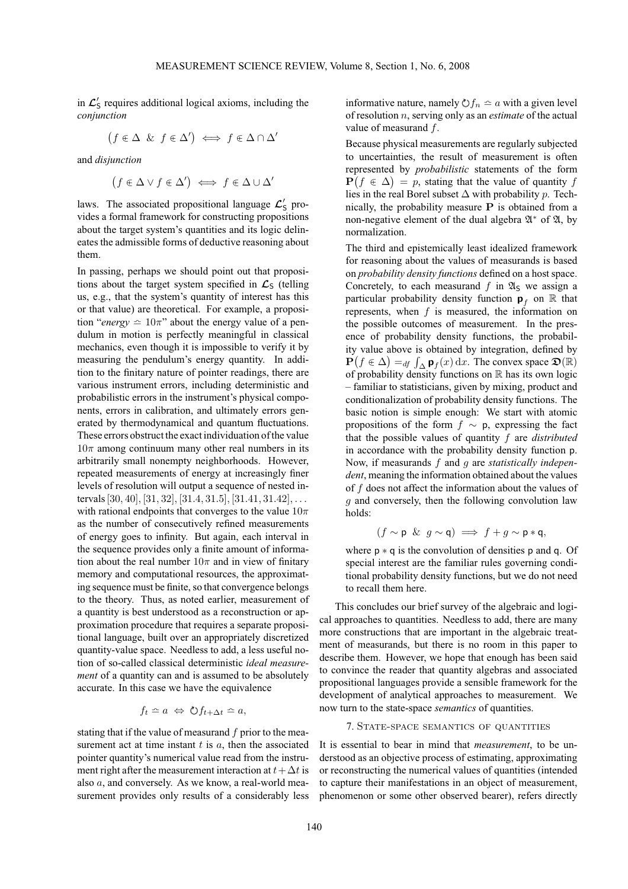in $\boldsymbol{\mathcal{L}}'_{\mathsf{S}}$ requires additional logical axioms, including the *conjunction*

$$\big(f \in \Delta \ \ \& \ \ f \in \Delta'\big) \iff f \in \Delta \cap \Delta'$$

and *disjunction*

$$\big(f \in \Delta \vee f \in \Delta'\big) \iff f \in \Delta \cup \Delta'$$

laws. The associated propositional language $\boldsymbol{\mathcal{L}}'_{\mathsf{S}}$ provides a formal framework for constructing propositions about the target system's quantities and its logic delineates the admissible forms of deductive reasoning about them.

In passing, perhaps we should point out that propositions about the target system specified in $\boldsymbol{\mathcal{L}}_{\mathsf{S}}$ (telling us, e.g., that the system's quantity of interest has this or that value) are theoretical. For example, a proposition "*energy* $\simeq 10\pi$" about the energy value of a pendulum in motion is perfectly meaningful in classical mechanics, even though it is impossible to verify it by measuring the pendulum's energy quantity. In addition to the finitary nature of pointer readings, there are various instrument errors, including deterministic and probabilistic errors in the instrument's physical components, errors in calibration, and ultimately errors generated by thermodynamical and quantum fluctuations. These errors obstruct the exact individuation of the value $10\pi$ among continuum many other real numbers in its arbitrarily small nonempty neighborhoods. However, repeated measurements of energy at increasingly finer levels of resolution will output a sequence of nested intervals $[30, 40], [31, 32], [31.4, 31.5], [31.41, 31.42], \ldots$ with rational endpoints that converges to the value $10\pi$ as the number of consecutively refined measurements of energy goes to infinity. But again, each interval in the sequence provides only a finite amount of information about the real number $10\pi$ and in view of finitary memory and computational resources, the approximating sequence must be finite, so that convergence belongs to the theory. Thus, as noted earlier, measurement of a quantity is best understood as a reconstruction or approximation procedure that requires a separate propositional language, built over an appropriately discretized quantity-value space. Needless to add, a less useful notion of so-called classical deterministic *ideal measurement* of a quantity can and is assumed to be absolutely accurate. In this case we have the equivalence

$$f_t \simeq a \ \Leftrightarrow \ \circlearrowright f_{t+\Delta t} \simeq a,$$

stating that if the value of measurand $f$ prior to the measurement act at time instant $t$ is $a$, then the associated pointer quantity's numerical value read from the instrument right after the measurement interaction at $t + \Delta t$ is also $a$, and conversely. As we know, a real-world measurement provides only results of a considerably less informative nature, namely $\circlearrowright f_n \simeq a$ with a given level of resolution $n$, serving only as an *estimate* of the actual value of measurand $f$.

Because physical measurements are regularly subjected to uncertainties, the result of measurement is often represented by *probabilistic* statements of the form $\mathbf{P}\big(f \in \Delta\big) = p$, stating that the value of quantity $f$ lies in the real Borel subset $\Delta$ with probability $p$. Technically, the probability measure $\mathbf{P}$ is obtained from a non-negative element of the dual algebra $\mathfrak{A}^*$ of $\mathfrak{A}$, by normalization.

The third and epistemically least idealized framework for reasoning about the values of measurands is based on *probability density functions* defined on a host space. Concretely, to each measurand $f$ in $\mathfrak{A}_{\mathsf{S}}$ we assign a particular probability density function $\mathsf{p}_f$ on $\mathbb{R}$ that represents, when $f$ is measured, the information on the possible outcomes of measurement. In the presence of probability density functions, the probability value above is obtained by integration, defined by $\mathbf{P}\big(f \in \Delta\big) =_{df} \int_\Delta \mathsf{p}_f(x)\,\mathrm{d}x$. The convex space $\mathfrak{D}(\mathbb{R})$ of probability density functions on $\mathbb{R}$ has its own logic – familiar to statisticians, given by mixing, product and conditionalization of probability density functions. The basic notion is simple enough: We start with atomic propositions of the form $f \sim \mathsf{p}$, expressing the fact that the possible values of quantity $f$ are *distributed* in accordance with the probability density function $\mathsf{p}$. Now, if measurands $f$ and $g$ are *statistically independent*, meaning the information obtained about the values of $f$ does not affect the information about the values of $g$ and conversely, then the following convolution law holds:

$$(f \sim \mathsf{p} \ \ \& \ \ g \sim \mathsf{q}) \implies f + g \sim \mathsf{p} * \mathsf{q},$$

where $\mathsf{p} * \mathsf{q}$ is the convolution of densities $\mathsf{p}$ and $\mathsf{q}$. Of special interest are the familiar rules governing conditional probability density functions, but we do not need to recall them here.

This concludes our brief survey of the algebraic and logical approaches to quantities. Needless to add, there are many more constructions that are important in the algebraic treatment of measurands, but there is no room in this paper to describe them. However, we hope that enough has been said to convince the reader that quantity algebras and associated propositional languages provide a sensible framework for the development of analytical approaches to measurement. We now turn to the state-space *semantics* of quantities.

## 7. State-space semantics of quantities

It is essential to bear in mind that *measurement*, to be understood as an objective process of estimating, approximating or reconstructing the numerical values of quantities (intended to capture their manifestations in an object of measurement, phenomenon or some other observed bearer), refers directly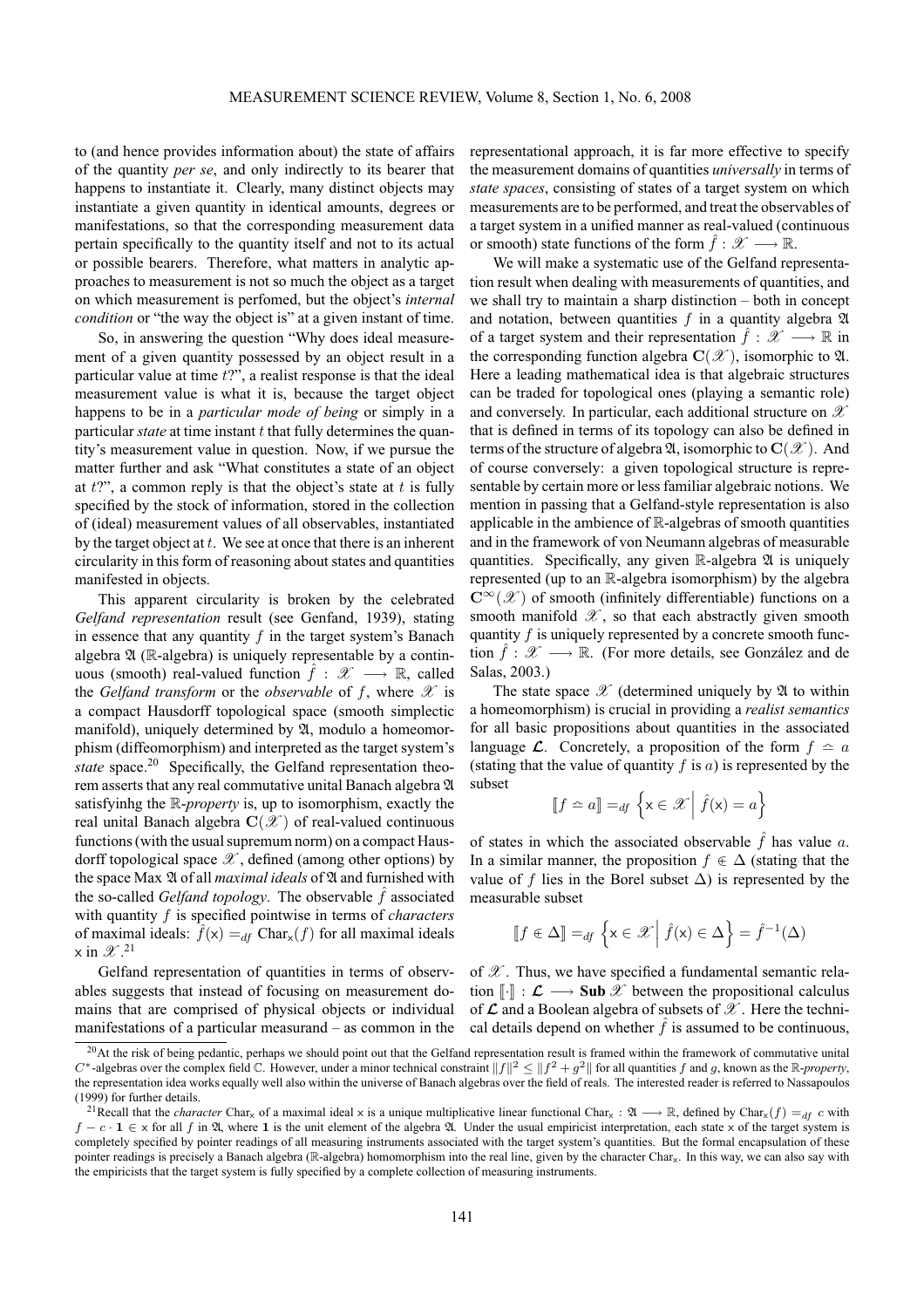to (and hence provides information about) the state of affairs of the quantity *per se*, and only indirectly to its bearer that happens to instantiate it. Clearly, many distinct objects may instantiate a given quantity in identical amounts, degrees or manifestations, so that the corresponding measurement data pertain specifically to the quantity itself and not to its actual or possible bearers. Therefore, what matters in analytic approaches to measurement is not so much the object as a target on which measurement is perfomed, but the object's *internal condition* or "the way the object is" at a given instant of time.

So, in answering the question "Why does ideal measurement of a given quantity possessed by an object result in a particular value at time $t$?", a realist response is that the ideal measurement value is what it is, because the target object happens to be in a *particular mode of being* or simply in a particular *state* at time instant $t$ that fully determines the quantity's measurement value in question. Now, if we pursue the matter further and ask "What constitutes a state of an object at $t$?", a common reply is that the object's state at $t$ is fully specified by the stock of information, stored in the collection of (ideal) measurement values of all observables, instantiated by the target object at $t$. We see at once that there is an inherent circularity in this form of reasoning about states and quantities manifested in objects.

This apparent circularity is broken by the celebrated *Gelfand representation* result (see Genfand, 1939), stating in essence that any quantity $f$ in the target system's Banach algebra $\mathfrak{A}$ ($\mathbb{R}$-algebra) is uniquely representable by a continuous (smooth) real-valued function $\hat{f} : \mathscr{X} \longrightarrow \mathbb{R}$, called the *Gelfand transform* or the *observable* of $f$, where $\mathscr{X}$ is a compact Hausdorff topological space (smooth simplectic manifold), uniquely determined by $\mathfrak{A}$, modulo a homeomorphism (diffeomorphism) and interpreted as the target system's *state* space.[20] Specifically, the Gelfand representation theorem asserts that any real commutative unital Banach algebra $\mathfrak{A}$ satisfyinhg the $\mathbb{R}$-*property* is, up to isomorphism, exactly the real unital Banach algebra $\mathbf{C}(\mathscr{X})$ of real-valued continuous functions (with the usual supremum norm) on a compact Hausdorff topological space $\mathscr{X}$, defined (among other options) by the space Max $\mathfrak{A}$ of all *maximal ideals* of $\mathfrak{A}$ and furnished with the so-called *Gelfand topology*. The observable $\hat{f}$ associated with quantity $f$ is specified pointwise in terms of *characters* of maximal ideals: $\hat{f}(\mathsf{x}) =_{df} \mathrm{Char}_{\mathsf{x}}(f)$ for all maximal ideals $\mathsf{x}$ in $\mathscr{X}$.[21]

Gelfand representation of quantities in terms of observables suggests that instead of focusing on measurement domains that are comprised of physical objects or individual manifestations of a particular measurand – as common in the representational approach, it is far more effective to specify the measurement domains of quantities *universally* in terms of *state spaces*, consisting of states of a target system on which measurements are to be performed, and treat the observables of a target system in a unified manner as real-valued (continuous or smooth) state functions of the form $\hat{f} : \mathscr{X} \longrightarrow \mathbb{R}$.

We will make a systematic use of the Gelfand representation result when dealing with measurements of quantities, and we shall try to maintain a sharp distinction – both in concept and notation, between quantities $f$ in a quantity algebra $\mathfrak{A}$ of a target system and their representation $\hat{f} : \mathscr{X} \longrightarrow \mathbb{R}$ in the corresponding function algebra $\mathbf{C}(\mathscr{X})$, isomorphic to $\mathfrak{A}$. Here a leading mathematical idea is that algebraic structures can be traded for topological ones (playing a semantic role) and conversely. In particular, each additional structure on $\mathscr{X}$ that is defined in terms of its topology can also be defined in terms of the structure of algebra $\mathfrak{A}$, isomorphic to $\mathbf{C}(\mathscr{X})$. And of course conversely: a given topological structure is representable by certain more or less familiar algebraic notions. We mention in passing that a Gelfand-style representation is also applicable in the ambience of $\mathbb{R}$-algebras of smooth quantities and in the framework of von Neumann algebras of measurable quantities. Specifically, any given $\mathbb{R}$-algebra $\mathfrak{A}$ is uniquely represented (up to an $\mathbb{R}$-algebra isomorphism) by the algebra $\mathbf{C}^{\infty}(\mathscr{X})$ of smooth (infinitely differentiable) functions on a smooth manifold $\mathscr{X}$, so that each abstractly given smooth quantity $f$ is uniquely represented by a concrete smooth function $\hat{f} : \mathscr{X} \longrightarrow \mathbb{R}$. (For more details, see González and de Salas, 2003.)

The state space $\mathscr{X}$ (determined uniquely by $\mathfrak{A}$ to within a homeomorphism) is crucial in providing a *realist semantics* for all basic propositions about quantities in the associated language $\boldsymbol{\mathcal{L}}$. Concretely, a proposition of the form $f \doteq a$ (stating that the value of quantity $f$ is $a$) is represented by the subset

$$[\![f \doteq a]\!] =_{df} \left\{ \mathsf{x} \in \mathscr{X} \,\middle|\, \hat{f}(\mathsf{x}) = a \right\}$$

of states in which the associated observable $\hat{f}$ has value $a$. In a similar manner, the proposition $f \in \Delta$ (stating that the value of $f$ lies in the Borel subset $\Delta$) is represented by the measurable subset

$$[\![f \in \Delta]\!] =_{df} \left\{ \mathsf{x} \in \mathscr{X} \,\middle|\, \hat{f}(\mathsf{x}) \in \Delta \right\} = \hat{f}^{-1}(\Delta)$$

of $\mathscr{X}$. Thus, we have specified a fundamental semantic relation $[\![\cdot]\!] : \boldsymbol{\mathcal{L}} \longrightarrow \mathbf{Sub}\,\mathscr{X}$ between the propositional calculus of $\boldsymbol{\mathcal{L}}$ and a Boolean algebra of subsets of $\mathscr{X}$. Here the technical details depend on whether $\hat{f}$ is assumed to be continuous,

---

[20] At the risk of being pedantic, perhaps we should point out that the Gelfand representation result is framed within the framework of commutative unital $C^*$-algebras over the complex field $\mathbb{C}$. However, under a minor technical constraint $\|f\|^2 \leq \|f^2 + g^2\|$ for all quantities $f$ and $g$, known as the $\mathbb{R}$-*property*, the representation idea works equally well also within the universe of Banach algebras over the field of reals. The interested reader is referred to Nassapoulos (1999) for further details.

[21] Recall that the *character* $\mathrm{Char}_{\mathsf{x}}$ of a maximal ideal $\mathsf{x}$ is a unique multiplicative linear functional $\mathrm{Char}_{\mathsf{x}} : \mathfrak{A} \longrightarrow \mathbb{R}$, defined by $\mathrm{Char}_{\mathsf{x}}(f) =_{df} c$ with $f - c \cdot \mathbf{1} \in \mathsf{x}$ for all $f$ in $\mathfrak{A}$, where $\mathbf{1}$ is the unit element of the algebra $\mathfrak{A}$. Under the usual empiricist interpretation, each state $\mathsf{x}$ of the target system is completely specified by pointer readings of all measuring instruments associated with the target system's quantities. But the formal encapsulation of these pointer readings is precisely a Banach algebra ($\mathbb{R}$-algebra) homomorphism into the real line, given by the character $\mathrm{Char}_{\mathsf{x}}$. In this way, we can also say with the empiricists that the target system is fully specified by a complete collection of measuring instruments.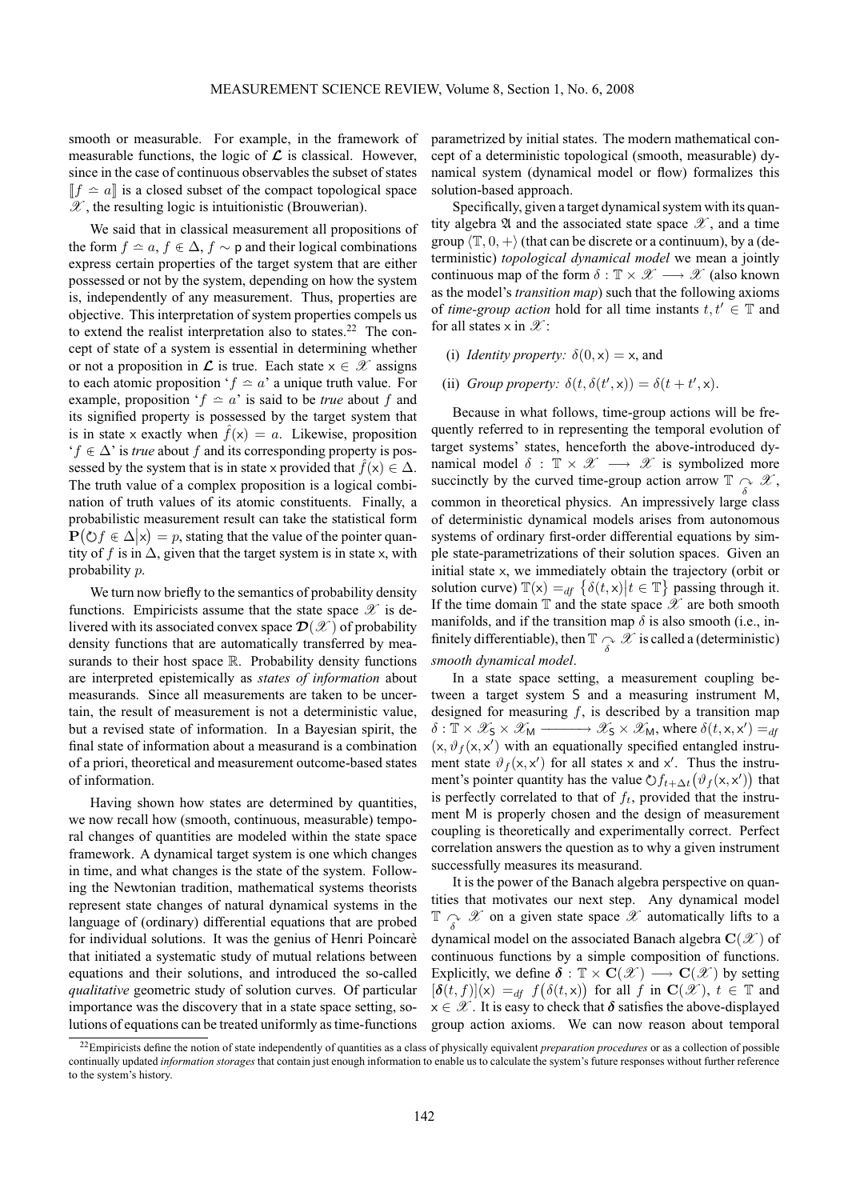smooth or measurable. For example, in the framework of measurable functions, the logic of $\boldsymbol{\mathcal{L}}$ is classical. However, since in the case of continuous observables the subset of states $[\![f \doteq a]\!]$ is a closed subset of the compact topological space $\mathscr{X}$, the resulting logic is intuitionistic (Brouwerian).

We said that in classical measurement all propositions of the form $f \doteq a$, $f \Subset \Delta$, $f \sim \mathsf{p}$ and their logical combinations express certain properties of the target system that are either possessed or not by the system, depending on how the system is, independently of any measurement. Thus, properties are objective. This interpretation of system properties compels us to extend the realist interpretation also to states.[22] The concept of state of a system is essential in determining whether or not a proposition in $\boldsymbol{\mathcal{L}}$ is true. Each state $\mathsf{x} \in \mathscr{X}$ assigns to each atomic proposition '$f \doteq a$' a unique truth value. For example, proposition '$f \doteq a$' is said to be *true* about $f$ and its signified property is possessed by the target system that is in state $\mathsf{x}$ exactly when $\hat{f}(\mathsf{x}) = a$. Likewise, proposition '$f \Subset \Delta$' is *true* about $f$ and its corresponding property is possessed by the system that is in state $\mathsf{x}$ provided that $\hat{f}(\mathsf{x}) \in \Delta$. The truth value of a complex proposition is a logical combination of truth values of its atomic constituents. Finally, a probabilistic measurement result can take the statistical form $\mathbf{P}\big(\circlearrowright f \Subset \Delta \big| \mathsf{x}\big) = p$, stating that the value of the pointer quantity of $f$ is in $\Delta$, given that the target system is in state $\mathsf{x}$, with probability $p$.

We turn now briefly to the semantics of probability density functions. Empiricists assume that the state space $\mathscr{X}$ is delivered with its associated convex space $\boldsymbol{\mathcal{D}}(\mathscr{X})$ of probability density functions that are automatically transferred by measurands to their host space $\mathbb{R}$. Probability density functions are interpreted epistemically as *states of information* about measurands. Since all measurements are taken to be uncertain, the result of measurement is not a deterministic value, but a revised state of information. In a Bayesian spirit, the final state of information about a measurand is a combination of a priori, theoretical and measurement outcome-based states of information.

Having shown how states are determined by quantities, we now recall how (smooth, continuous, measurable) temporal changes of quantities are modeled within the state space framework. A dynamical target system is one which changes in time, and what changes is the state of the system. Following the Newtonian tradition, mathematical systems theorists represent state changes of natural dynamical systems in the language of (ordinary) differential equations that are probed for individual solutions. It was the genius of Henri Poincarè that initiated a systematic study of mutual relations between equations and their solutions, and introduced the so-called *qualitative* geometric study of solution curves. Of particular importance was the discovery that in a state space setting, solutions of equations can be treated uniformly as time-functions parametrized by initial states. The modern mathematical concept of a deterministic topological (smooth, measurable) dynamical system (dynamical model or flow) formalizes this solution-based approach.

Specifically, given a target dynamical system with its quantity algebra $\mathfrak{A}$ and the associated state space $\mathscr{X}$, and a time group $\langle \mathbb{T}, 0, + \rangle$ (that can be discrete or a continuum), by a (deterministic) *topological dynamical model* we mean a jointly continuous map of the form $\delta : \mathbb{T} \times \mathscr{X} \longrightarrow \mathscr{X}$ (also known as the model's *transition map*) such that the following axioms of *time-group action* hold for all time instants $t, t' \in \mathbb{T}$ and for all states $\mathsf{x}$ in $\mathscr{X}$:

(i) *Identity property:* $\delta(0, \mathsf{x}) = \mathsf{x}$, and

(ii) *Group property:* $\delta(t, \delta(t', \mathsf{x})) = \delta(t + t', \mathsf{x})$.

Because in what follows, time-group actions will be frequently referred to in representing the temporal evolution of target systems' states, henceforth the above-introduced dynamical model $\delta : \mathbb{T} \times \mathscr{X} \longrightarrow \mathscr{X}$ is symbolized more succinctly by the curved time-group action arrow $\mathbb{T} \underset{\delta}{\curvearrowright} \mathscr{X}$, common in theoretical physics. An impressively large class of deterministic dynamical models arises from autonomous systems of ordinary first-order differential equations by simple state-parametrizations of their solution spaces. Given an initial state $\mathsf{x}$, we immediately obtain the trajectory (orbit or solution curve) $\mathbb{T}(\mathsf{x}) =_{df} \big\{\delta(t, \mathsf{x}) \big| t \in \mathbb{T}\big\}$ passing through it. If the time domain $\mathbb{T}$ and the state space $\mathscr{X}$ are both smooth manifolds, and if the transition map $\delta$ is also smooth (i.e., infinitely differentiable), then $\mathbb{T} \underset{\delta}{\curvearrowright} \mathscr{X}$ is called a (deterministic) *smooth dynamical model*.

In a state space setting, a measurement coupling between a target system $\mathsf{S}$ and a measuring instrument $\mathsf{M}$, designed for measuring $f$, is described by a transition map $\delta : \mathbb{T} \times \mathscr{X}_{\mathsf{S}} \times \mathscr{X}_{\mathsf{M}} \longrightarrow \mathscr{X}_{\mathsf{S}} \times \mathscr{X}_{\mathsf{M}}$, where $\delta(t, \mathsf{x}, \mathsf{x}') =_{df} (\mathsf{x}, \vartheta_f(\mathsf{x}, \mathsf{x}'))$ with an equationally specified entangled instrument state $\vartheta_f(\mathsf{x}, \mathsf{x}')$ for all states $\mathsf{x}$ and $\mathsf{x}'$. Thus the instrument's pointer quantity has the value $\circlearrowright f_{t+\Delta t}\big(\vartheta_f(\mathsf{x}, \mathsf{x}')\big)$ that is perfectly correlated to that of $f_t$, provided that the instrument $\mathsf{M}$ is properly chosen and the design of measurement coupling is theoretically and experimentally correct. Perfect correlation answers the question as to why a given instrument successfully measures its measurand.

It is the power of the Banach algebra perspective on quantities that motivates our next step. Any dynamical model $\mathbb{T} \underset{\delta}{\curvearrowright} \mathscr{X}$ on a given state space $\mathscr{X}$ automatically lifts to a dynamical model on the associated Banach algebra $\mathbf{C}(\mathscr{X})$ of continuous functions by a simple composition of functions. Explicitly, we define $\boldsymbol{\delta} : \mathbb{T} \times \mathbf{C}(\mathscr{X}) \longrightarrow \mathbf{C}(\mathscr{X})$ by setting $[\boldsymbol{\delta}(t, f)](\mathsf{x}) =_{df} f\big(\delta(t, \mathsf{x})\big)$ for all $f$ in $\mathbf{C}(\mathscr{X})$, $t \in \mathbb{T}$ and $\mathsf{x} \in \mathscr{X}$. It is easy to check that $\boldsymbol{\delta}$ satisfies the above-displayed group action axioms. We can now reason about temporal

---

[22] Empiricists define the notion of state independently of quantities as a class of physically equivalent *preparation procedures* or as a collection of possible continually updated *information storages* that contain just enough information to enable us to calculate the system's future responses without further reference to the system's history.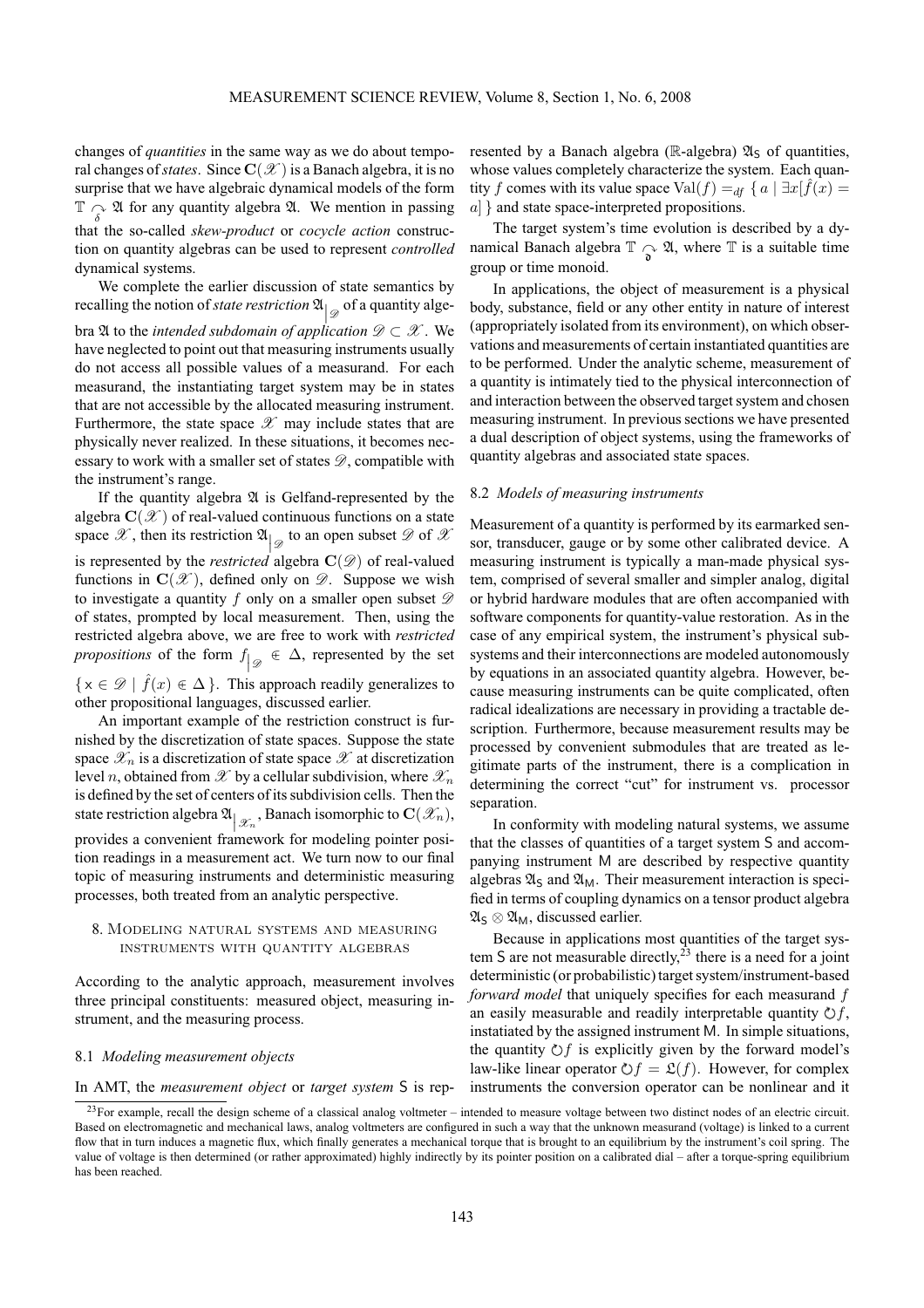changes of *quantities* in the same way as we do about temporal changes of *states*. Since $\mathbf{C}(\mathscr{X})$ is a Banach algebra, it is no surprise that we have algebraic dynamical models of the form $\mathbb{T} \underset{\delta}{\curvearrowright} \mathfrak{A}$ for any quantity algebra $\mathfrak{A}$. We mention in passing that the so-called *skew-product* or *cocycle action* construction on quantity algebras can be used to represent *controlled* dynamical systems.

We complete the earlier discussion of state semantics by recalling the notion of *state restriction* $\mathfrak{A}_{|_{\mathscr{D}}}$ of a quantity algebra $\mathfrak{A}$ to the *intended subdomain of application* $\mathscr{D} \subset \mathscr{X}$. We have neglected to point out that measuring instruments usually do not access all possible values of a measurand. For each measurand, the instantiating target system may be in states that are not accessible by the allocated measuring instrument. Furthermore, the state space $\mathscr{X}$ may include states that are physically never realized. In these situations, it becomes necessary to work with a smaller set of states $\mathscr{D}$, compatible with the instrument's range.

If the quantity algebra $\mathfrak{A}$ is Gelfand-represented by the algebra $\mathbf{C}(\mathscr{X})$ of real-valued continuous functions on a state space $\mathscr{X}$, then its restriction $\mathfrak{A}_{|_{\mathscr{D}}}$ to an open subset $\mathscr{D}$ of $\mathscr{X}$ is represented by the *restricted* algebra $\mathbf{C}(\mathscr{D})$ of real-valued functions in $\mathbf{C}(\mathscr{X})$, defined only on $\mathscr{D}$. Suppose we wish to investigate a quantity $f$ only on a smaller open subset $\mathscr{D}$ of states, prompted by local measurement. Then, using the restricted algebra above, we are free to work with *restricted propositions* of the form $f_{|_{\mathscr{D}}} \Subset \Delta$, represented by the set $\{ x \in \mathscr{D} \mid \hat{f}(x) \in \Delta \}$. This approach readily generalizes to other propositional languages, discussed earlier.

An important example of the restriction construct is furnished by the discretization of state spaces. Suppose the state space $\mathscr{X}_n$ is a discretization of state space $\mathscr{X}$ at discretization level $n$, obtained from $\mathscr{X}$ by a cellular subdivision, where $\mathscr{X}_n$ is defined by the set of centers of its subdivision cells. Then the state restriction algebra $\mathfrak{A}_{|_{\mathscr{X}_n}}$, Banach isomorphic to $\mathbf{C}(\mathscr{X}_n)$, provides a convenient framework for modeling pointer position readings in a measurement act. We turn now to our final topic of measuring instruments and deterministic measuring processes, both treated from an analytic perspective.

## 8. Modeling natural systems and measuring instruments with quantity algebras

According to the analytic approach, measurement involves three principal constituents: measured object, measuring instrument, and the measuring process.

### 8.1 *Modeling measurement objects*

In AMT, the *measurement object* or *target system* $\mathsf{S}$ is represented by a Banach algebra ($\mathbb{R}$-algebra) $\mathfrak{A}_{\mathsf{S}}$ of quantities, whose values completely characterize the system. Each quantity $f$ comes with its value space $\mathrm{Val}(f) =_{df} \{ a \mid \exists x[\hat{f}(x) = a] \}$ and state space-interpreted propositions.

The target system's time evolution is described by a dynamical Banach algebra $\mathbb{T} \underset{\delta}{\curvearrowright} \mathfrak{A}$, where $\mathbb{T}$ is a suitable time group or time monoid.

In applications, the object of measurement is a physical body, substance, field or any other entity in nature of interest (appropriately isolated from its environment), on which observations and measurements of certain instantiated quantities are to be performed. Under the analytic scheme, measurement of a quantity is intimately tied to the physical interconnection of and interaction between the observed target system and chosen measuring instrument. In previous sections we have presented a dual description of object systems, using the frameworks of quantity algebras and associated state spaces.

### 8.2 *Models of measuring instruments*

Measurement of a quantity is performed by its earmarked sensor, transducer, gauge or by some other calibrated device. A measuring instrument is typically a man-made physical system, comprised of several smaller and simpler analog, digital or hybrid hardware modules that are often accompanied with software components for quantity-value restoration. As in the case of any empirical system, the instrument's physical subsystems and their interconnections are modeled autonomously by equations in an associated quantity algebra. However, because measuring instruments can be quite complicated, often radical idealizations are necessary in providing a tractable description. Furthermore, because measurement results may be processed by convenient submodules that are treated as legitimate parts of the instrument, there is a complication in determining the correct "cut" for instrument vs. processor separation.

In conformity with modeling natural systems, we assume that the classes of quantities of a target system $\mathsf{S}$ and accompanying instrument $\mathsf{M}$ are described by respective quantity algebras $\mathfrak{A}_{\mathsf{S}}$ and $\mathfrak{A}_{\mathsf{M}}$. Their measurement interaction is specified in terms of coupling dynamics on a tensor product algebra $\mathfrak{A}_{\mathsf{S}} \otimes \mathfrak{A}_{\mathsf{M}}$, discussed earlier.

Because in applications most quantities of the target system $\mathsf{S}$ are not measurable directly,[23] there is a need for a joint deterministic (or probabilistic) target system/instrument-based *forward model* that uniquely specifies for each measurand $f$ an easily measurable and readily interpretable quantity $\circlearrowright f$, instatiated by the assigned instrument $\mathsf{M}$. In simple situations, the quantity $\circlearrowright f$ is explicitly given by the forward model's law-like linear operator $\circlearrowright f = \mathfrak{L}(f)$. However, for complex instruments the conversion operator can be nonlinear and it

[23] For example, recall the design scheme of a classical analog voltmeter – intended to measure voltage between two distinct nodes of an electric circuit. Based on electromagnetic and mechanical laws, analog voltmeters are configured in such a way that the unknown measurand (voltage) is linked to a current flow that in turn induces a magnetic flux, which finally generates a mechanical torque that is brought to an equilibrium by the instrument's coil spring. The value of voltage is then determined (or rather approximated) highly indirectly by its pointer position on a calibrated dial – after a torque-spring equilibrium has been reached.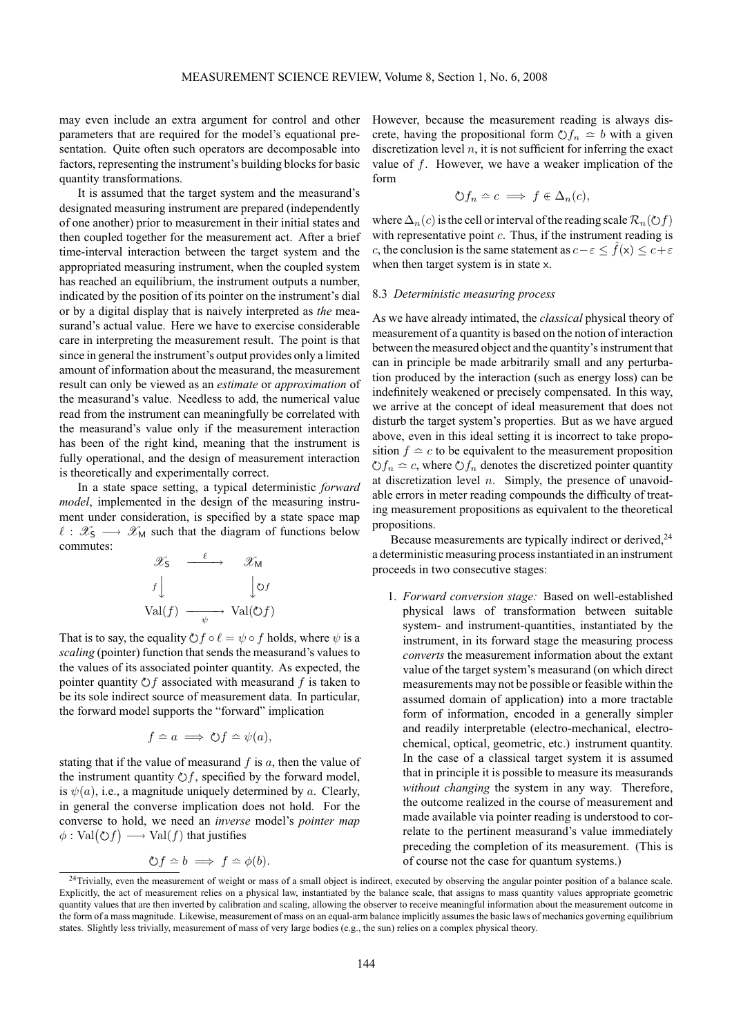may even include an extra argument for control and other parameters that are required for the model's equational presentation. Quite often such operators are decomposable into factors, representing the instrument's building blocks for basic quantity transformations.

It is assumed that the target system and the measurand's designated measuring instrument are prepared (independently of one another) prior to measurement in their initial states and then coupled together for the measurement act. After a brief time-interval interaction between the target system and the appropriated measuring instrument, when the coupled system has reached an equilibrium, the instrument outputs a number, indicated by the position of its pointer on the instrument's dial or by a digital display that is naively interpreted as *the* measurand's actual value. Here we have to exercise considerable care in interpreting the measurement result. The point is that since in general the instrument's output provides only a limited amount of information about the measurand, the measurement result can only be viewed as an *estimate* or *approximation* of the measurand's value. Needless to add, the numerical value read from the instrument can meaningfully be correlated with the measurand's value only if the measurement interaction has been of the right kind, meaning that the instrument is fully operational, and the design of measurement interaction is theoretically and experimentally correct.

In a state space setting, a typical deterministic *forward model*, implemented in the design of the measuring instrument under consideration, is specified by a state space map $\ell : \mathscr{X}_\mathsf{S} \longrightarrow \mathscr{X}_\mathsf{M}$ such that the diagram of functions below commutes:

$$\begin{array}{ccc} \mathscr{X}_\mathsf{S} & \xrightarrow{\ \ell\ } & \mathscr{X}_\mathsf{M} \\ f\big\downarrow & & \big\downarrow \circlearrowright f \\ \mathrm{Val}(f) & \xrightarrow[\psi]{} & \mathrm{Val}(\circlearrowright f) \end{array}$$

That is to say, the equality $\circlearrowright f \circ \ell = \psi \circ f$ holds, where $\psi$ is a *scaling* (pointer) function that sends the measurand's values to the values of its associated pointer quantity. As expected, the pointer quantity $\circlearrowright f$ associated with measurand $f$ is taken to be its sole indirect source of measurement data. In particular, the forward model supports the "forward" implication

$$f \doteq a \implies \circlearrowright f \doteq \psi(a),$$

stating that if the value of measurand $f$ is $a$, then the value of the instrument quantity $\circlearrowright f$, specified by the forward model, is $\psi(a)$, i.e., a magnitude uniquely determined by $a$. Clearly, in general the converse implication does not hold. For the converse to hold, we need an *inverse* model's *pointer map* $\phi : \mathrm{Val}(\circlearrowright f) \longrightarrow \mathrm{Val}(f)$ that justifies

$$\circlearrowright f \doteq b \implies f \doteq \phi(b).$$

However, because the measurement reading is always discrete, having the propositional form $\circlearrowright f_n \doteq b$ with a given discretization level $n$, it is not sufficient for inferring the exact value of $f$. However, we have a weaker implication of the form

$$\circlearrowright f_n \doteq c \implies f \Subset \Delta_n(c),$$

where $\Delta_n(c)$ is the cell or interval of the reading scale $\mathcal{R}_n(\circlearrowright f)$ with representative point $c$. Thus, if the instrument reading is $c$, the conclusion is the same statement as $c-\varepsilon \leq \hat{f}(\mathsf{x}) \leq c+\varepsilon$ when then target system is in state $\mathsf{x}$.

### 8.3 *Deterministic measuring process*

As we have already intimated, the *classical* physical theory of measurement of a quantity is based on the notion of interaction between the measured object and the quantity's instrument that can in principle be made arbitrarily small and any perturbation produced by the interaction (such as energy loss) can be indefinitely weakened or precisely compensated. In this way, we arrive at the concept of ideal measurement that does not disturb the target system's properties. But as we have argued above, even in this ideal setting it is incorrect to take proposition $f \doteq c$ to be equivalent to the measurement proposition $\circlearrowright f_n \doteq c$, where $\circlearrowright f_n$ denotes the discretized pointer quantity at discretization level $n$. Simply, the presence of unavoidable errors in meter reading compounds the difficulty of treating measurement propositions as equivalent to the theoretical propositions.

Because measurements are typically indirect or derived,[24] a deterministic measuring process instantiated in an instrument proceeds in two consecutive stages:

1. *Forward conversion stage:* Based on well-established physical laws of transformation between suitable system- and instrument-quantities, instantiated by the instrument, in its forward stage the measuring process *converts* the measurement information about the extant value of the target system's measurand (on which direct measurements may not be possible or feasible within the assumed domain of application) into a more tractable form of information, encoded in a generally simpler and readily interpretable (electro-mechanical, electro-chemical, optical, geometric, etc.) instrument quantity. In the case of a classical target system it is assumed that in principle it is possible to measure its measurands *without changing* the system in any way. Therefore, the outcome realized in the course of measurement and made available via pointer reading is understood to correlate to the pertinent measurand's value immediately preceding the completion of its measurement. (This is of course not the case for quantum systems.)

[24] Trivially, even the measurement of weight or mass of a small object is indirect, executed by observing the angular pointer position of a balance scale. Explicitly, the act of measurement relies on a physical law, instantiated by the balance scale, that assigns to mass quantity values appropriate geometric quantity values that are then inverted by calibration and scaling, allowing the observer to receive meaningful information about the measurement outcome in the form of a mass magnitude. Likewise, measurement of mass on an equal-arm balance implicitly assumes the basic laws of mechanics governing equilibrium states. Slightly less trivially, measurement of mass of very large bodies (e.g., the sun) relies on a complex physical theory.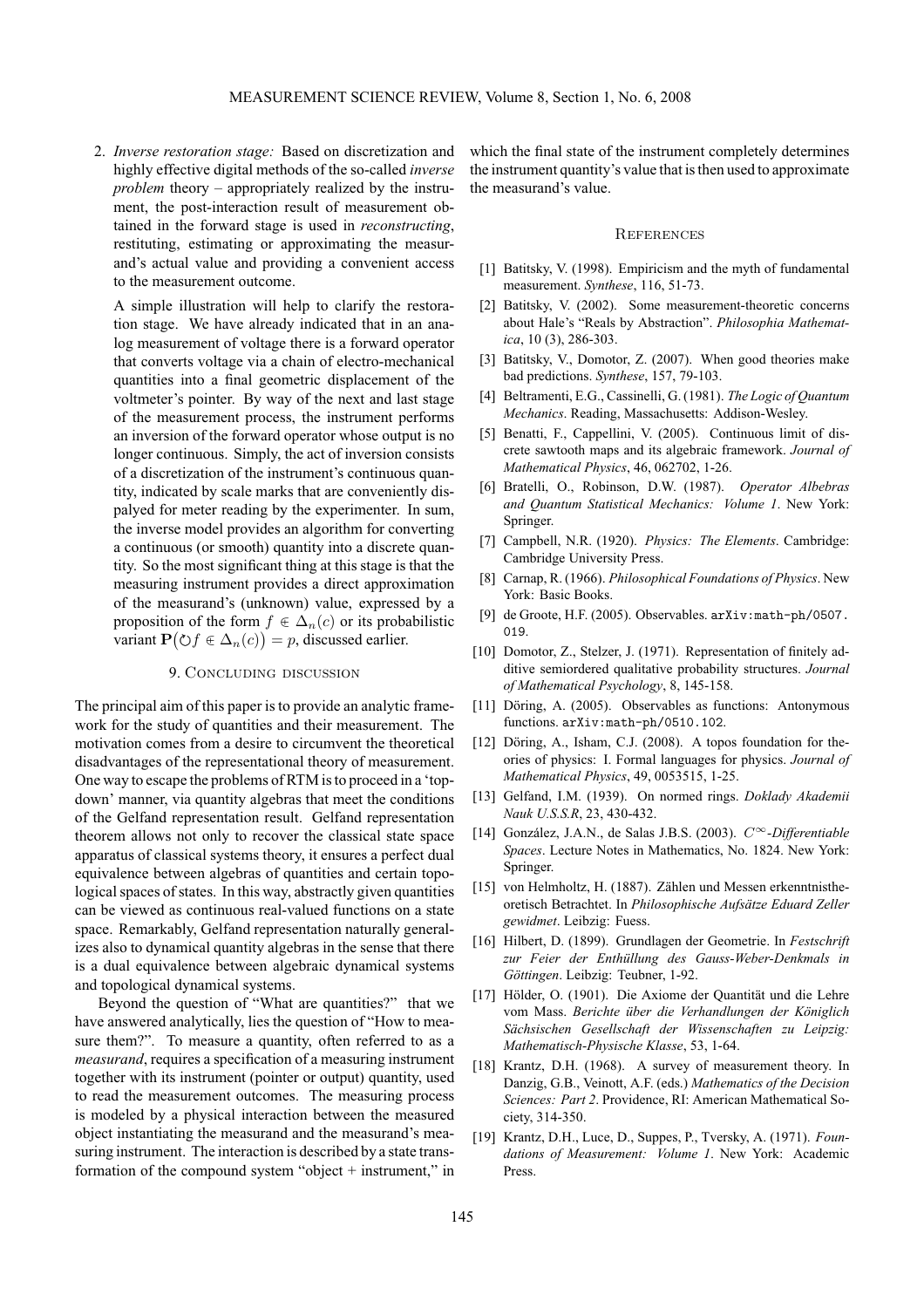2. *Inverse restoration stage:* Based on discretization and highly effective digital methods of the so-called *inverse problem* theory – appropriately realized by the instrument, the post-interaction result of measurement obtained in the forward stage is used in *reconstructing*, restituting, estimating or approximating the measurand's actual value and providing a convenient access to the measurement outcome.

   A simple illustration will help to clarify the restoration stage. We have already indicated that in an analog measurement of voltage there is a forward operator that converts voltage via a chain of electro-mechanical quantities into a final geometric displacement of the voltmeter's pointer. By way of the next and last stage of the measurement process, the instrument performs an inversion of the forward operator whose output is no longer continuous. Simply, the act of inversion consists of a discretization of the instrument's continuous quantity, indicated by scale marks that are conveniently dispalyed for meter reading by the experimenter. In sum, the inverse model provides an algorithm for converting a continuous (or smooth) quantity into a discrete quantity. So the most significant thing at this stage is that the measuring instrument provides a direct approximation of the measurand's (unknown) value, expressed by a proposition of the form $f \Subset \Delta_n(c)$ or its probabilistic variant $\mathbf{P}(\circlearrowright f \Subset \Delta_n(c)) = p$, discussed earlier.

## 9. Concluding discussion

The principal aim of this paper is to provide an analytic framework for the study of quantities and their measurement. The motivation comes from a desire to circumvent the theoretical disadvantages of the representational theory of measurement. One way to escape the problems of RTM is to proceed in a 'top-down' manner, via quantity algebras that meet the conditions of the Gelfand representation result. Gelfand representation theorem allows not only to recover the classical state space apparatus of classical systems theory, it ensures a perfect dual equivalence between algebras of quantities and certain topological spaces of states. In this way, abstractly given quantities can be viewed as continuous real-valued functions on a state space. Remarkably, Gelfand representation naturally generalizes also to dynamical quantity algebras in the sense that there is a dual equivalence between algebraic dynamical systems and topological dynamical systems.

Beyond the question of "What are quantities?" that we have answered analytically, lies the question of "How to measure them?". To measure a quantity, often referred to as a *measurand*, requires a specification of a measuring instrument together with its instrument (pointer or output) quantity, used to read the measurement outcomes. The measuring process is modeled by a physical interaction between the measured object instantiating the measurand and the measurand's measuring instrument. The interaction is described by a state transformation of the compound system "object + instrument," in which the final state of the instrument completely determines the instrument quantity's value that is then used to approximate the measurand's value.

## References

[1] Batitsky, V. (1998). Empiricism and the myth of fundamental measurement. *Synthese*, 116, 51-73.

[2] Batitsky, V. (2002). Some measurement-theoretic concerns about Hale's "Reals by Abstraction". *Philosophia Mathematica*, 10 (3), 286-303.

[3] Batitsky, V., Domotor, Z. (2007). When good theories make bad predictions. *Synthese*, 157, 79-103.

[4] Beltrameni, E.G., Cassinelli, G. (1981). *The Logic of Quantum Mechanics*. Reading, Massachusetts: Addison-Wesley.

[5] Benatti, F., Cappellini, V. (2005). Continuous limit of discrete sawtooth maps and its algebraic framework. *Journal of Mathematical Physics*, 46, 062702, 1-26.

[6] Bratelli, O., Robinson, D.W. (1987). *Operator Albebras and Quantum Statistical Mechanics: Volume 1*. New York: Springer.

[7] Campbell, N.R. (1920). *Physics: The Elements*. Cambridge: Cambridge University Press.

[8] Carnap, R. (1966). *Philosophical Foundations of Physics*. New York: Basic Books.

[9] de Groote, H.F. (2005). Observables. arXiv:math-ph/0507.019.

[10] Domotor, Z., Stelzer, J. (1971). Representation of finitely additive semiordered qualitative probability structures. *Journal of Mathematical Psychology*, 8, 145-158.

[11] Döring, A. (2005). Observables as functions: Antonymous functions. arXiv:math-ph/0510.102.

[12] Döring, A., Isham, C.J. (2008). A topos foundation for theories of physics: I. Formal languages for physics. *Journal of Mathematical Physics*, 49, 0053515, 1-25.

[13] Gelfand, I.M. (1939). On normed rings. *Doklady Akademii Nauk U.S.S.R*, 23, 430-432.

[14] González, J.A.N., de Salas J.B.S. (2003). *$C^\infty$-Differentiable Spaces*. Lecture Notes in Mathematics, No. 1824. New York: Springer.

[15] von Helmholtz, H. (1887). Zählen und Messen erkenntnistheoretisch Betrachtet. In *Philosophische Aufsätze Eduard Zeller gewidmet*. Leibzig: Fuess.

[16] Hilbert, D. (1899). Grundlagen der Geometrie. In *Festschrift zur Feier der Enthüllung des Gauss-Weber-Denkmals in Göttingen*. Leibzig: Teubner, 1-92.

[17] Hölder, O. (1901). Die Axiome der Quantität und die Lehre vom Mass. *Berichte über die Verhandlungen der Königlich Sächsischen Gesellschaft der Wissenschaften zu Leipzig: Mathematisch-Physische Klasse*, 53, 1-64.

[18] Krantz, D.H. (1968). A survey of measurement theory. In Danzig, G.B., Veinott, A.F. (eds.) *Mathematics of the Decision Sciences: Part 2*. Providence, RI: American Mathematical Society, 314-350.

[19] Krantz, D.H., Luce, D., Suppes, P., Tversky, A. (1971). *Foundations of Measurement: Volume 1*. New York: Academic Press.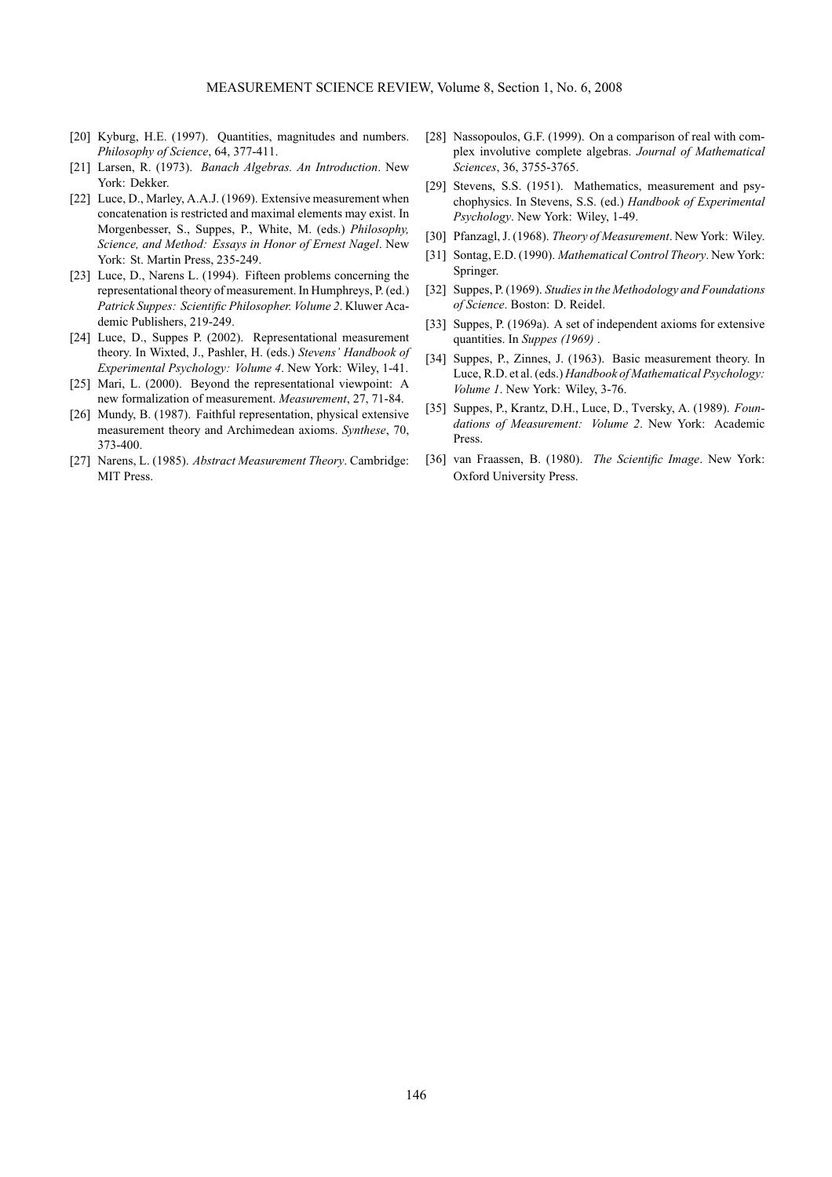[20] Kyburg, H.E. (1997). Quantities, magnitudes and numbers. *Philosophy of Science*, 64, 377-411.

[21] Larsen, R. (1973). *Banach Algebras. An Introduction*. New York: Dekker.

[22] Luce, D., Marley, A.A.J. (1969). Extensive measurement when concatenation is restricted and maximal elements may exist. In Morgenbesser, S., Suppes, P., White, M. (eds.) *Philosophy, Science, and Method: Essays in Honor of Ernest Nagel*. New York: St. Martin Press, 235-249.

[23] Luce, D., Narens L. (1994). Fifteen problems concerning the representational theory of measurement. In Humphreys, P. (ed.) *Patrick Suppes: Scientific Philosopher. Volume 2*. Kluwer Academic Publishers, 219-249.

[24] Luce, D., Suppes P. (2002). Representational measurement theory. In Wixted, J., Pashler, H. (eds.) *Stevens' Handbook of Experimental Psychology: Volume 4*. New York: Wiley, 1-41.

[25] Mari, L. (2000). Beyond the representational viewpoint: A new formalization of measurement. *Measurement*, 27, 71-84.

[26] Mundy, B. (1987). Faithful representation, physical extensive measurement theory and Archimedean axioms. *Synthese*, 70, 373-400.

[27] Narens, L. (1985). *Abstract Measurement Theory*. Cambridge: MIT Press.

[28] Nassopoulos, G.F. (1999). On a comparison of real with complex involutive complete algebras. *Journal of Mathematical Sciences*, 36, 3755-3765.

[29] Stevens, S.S. (1951). Mathematics, measurement and psychophysics. In Stevens, S.S. (ed.) *Handbook of Experimental Psychology*. New York: Wiley, 1-49.

[30] Pfanzagl, J. (1968). *Theory of Measurement*. New York: Wiley.

[31] Sontag, E.D. (1990). *Mathematical Control Theory*. New York: Springer.

[32] Suppes, P. (1969). *Studies in the Methodology and Foundations of Science*. Boston: D. Reidel.

[33] Suppes, P. (1969a). A set of independent axioms for extensive quantities. In *Suppes (1969)* .

[34] Suppes, P., Zinnes, J. (1963). Basic measurement theory. In Luce, R.D. et al. (eds.) *Handbook of Mathematical Psychology: Volume 1*. New York: Wiley, 3-76.

[35] Suppes, P., Krantz, D.H., Luce, D., Tversky, A. (1989). *Foundations of Measurement: Volume 2*. New York: Academic Press.

[36] van Fraassen, B. (1980). *The Scientific Image*. New York: Oxford University Press.